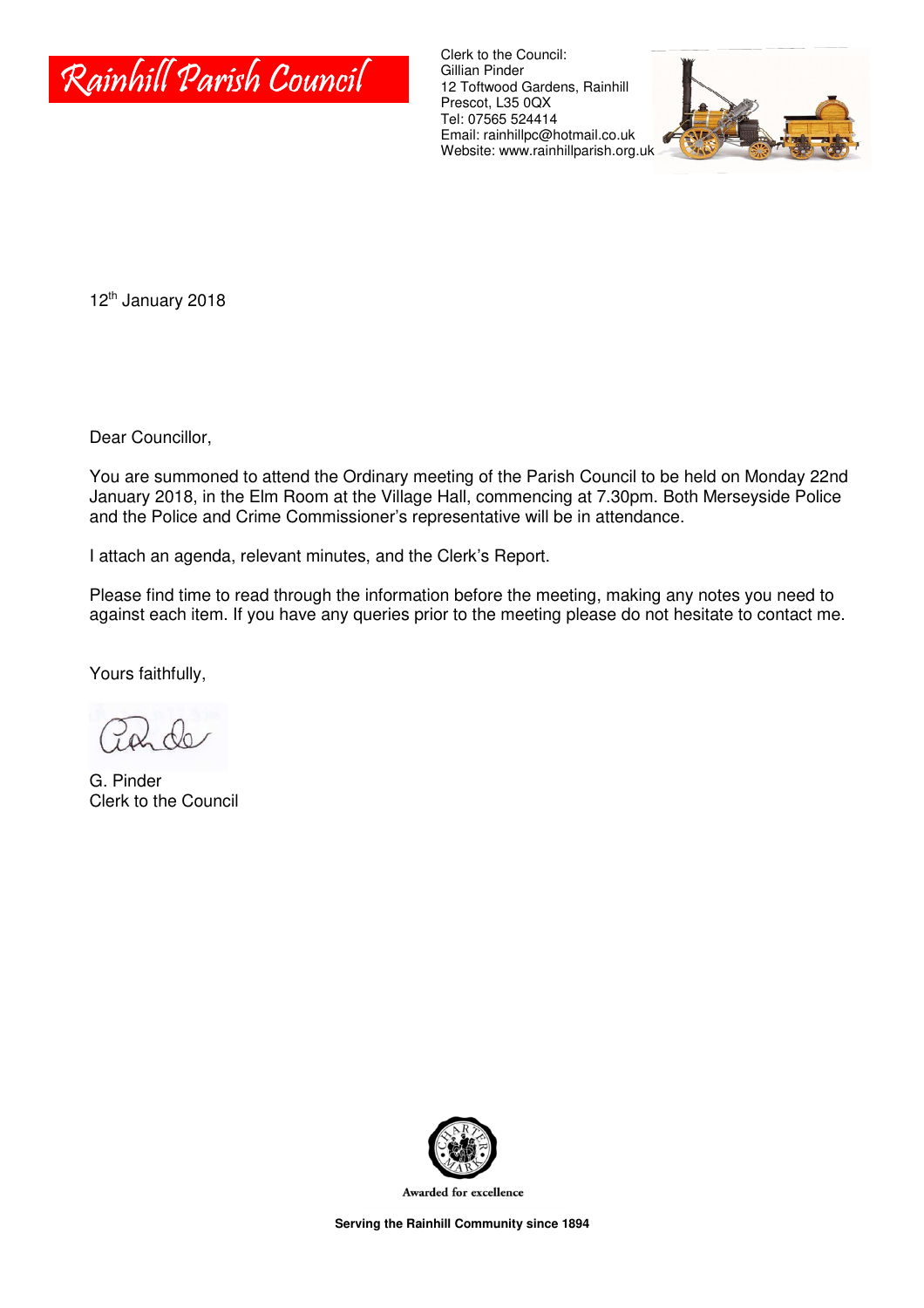# Rainhill Parish Council

Clerk to the Council:
Gillian Pinder
12 Toftwood Gardens, Rainhill
Prescot, L35 0QX
Tel: 07565 524414
Email: rainhillpc@hotmail.co.uk
Website: www.rainhillparish.org.uk

12th January 2018

Dear Councillor,

You are summoned to attend the Ordinary meeting of the Parish Council to be held on Monday 22nd January 2018, in the Elm Room at the Village Hall, commencing at 7.30pm. Both Merseyside Police and the Police and Crime Commissioner's representative will be in attendance.

I attach an agenda, relevant minutes, and the Clerk's Report.

Please find time to read through the information before the meeting, making any notes you need to against each item. If you have any queries prior to the meeting please do not hesitate to contact me.

Yours faithfully,

G. Pinder
Clerk to the Council

Awarded for excellence

**Serving the Rainhill Community since 1894**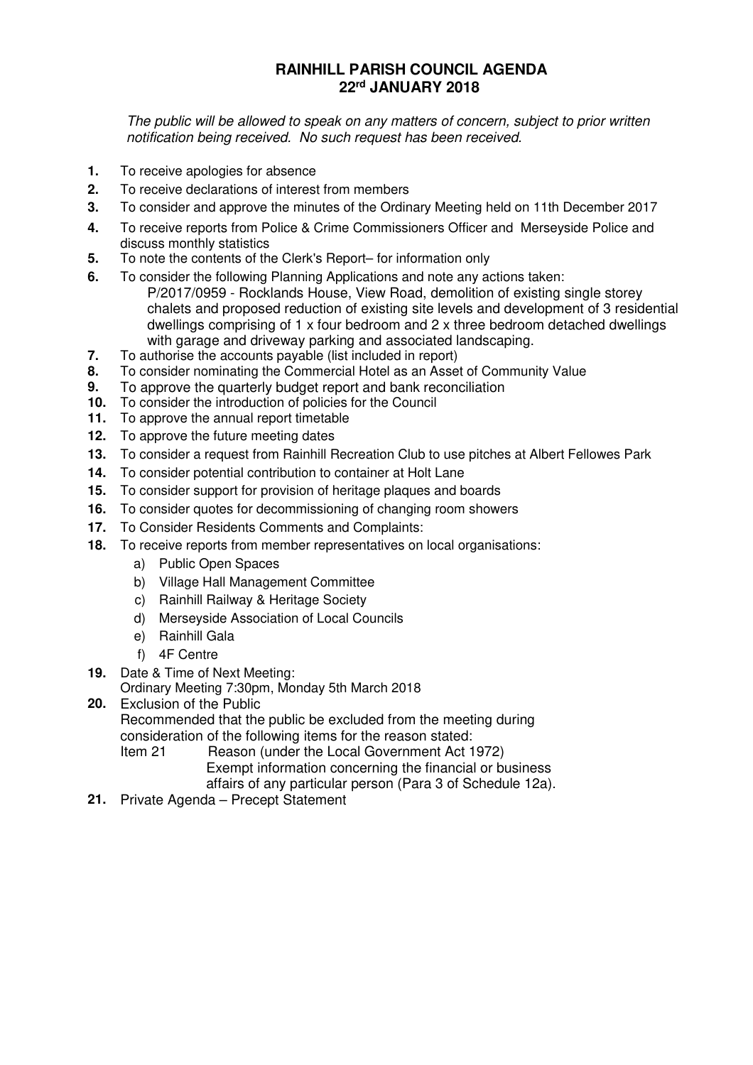# RAINHILL PARISH COUNCIL AGENDA
# 22rd JANUARY 2018

*The public will be allowed to speak on any matters of concern, subject to prior written notification being received. No such request has been received.*

1. To receive apologies for absence
2. To receive declarations of interest from members
3. To consider and approve the minutes of the Ordinary Meeting held on 11th December 2017
4. To receive reports from Police & Crime Commissioners Officer and Merseyside Police and discuss monthly statistics
5. To note the contents of the Clerk's Report– for information only
6. To consider the following Planning Applications and note any actions taken:
   P/2017/0959 - Rocklands House, View Road, demolition of existing single storey chalets and proposed reduction of existing site levels and development of 3 residential dwellings comprising of 1 x four bedroom and 2 x three bedroom detached dwellings with garage and driveway parking and associated landscaping.
7. To authorise the accounts payable (list included in report)
8. To consider nominating the Commercial Hotel as an Asset of Community Value
9. To approve the quarterly budget report and bank reconciliation
10. To consider the introduction of policies for the Council
11. To approve the annual report timetable
12. To approve the future meeting dates
13. To consider a request from Rainhill Recreation Club to use pitches at Albert Fellowes Park
14. To consider potential contribution to container at Holt Lane
15. To consider support for provision of heritage plaques and boards
16. To consider quotes for decommissioning of changing room showers
17. To Consider Residents Comments and Complaints:
18. To receive reports from member representatives on local organisations:
    a) Public Open Spaces
    b) Village Hall Management Committee
    c) Rainhill Railway & Heritage Society
    d) Merseyside Association of Local Councils
    e) Rainhill Gala
    f) 4F Centre
19. Date & Time of Next Meeting:
    Ordinary Meeting 7:30pm, Monday 5th March 2018
20. Exclusion of the Public
    Recommended that the public be excluded from the meeting during consideration of the following items for the reason stated:
    Item 21 Reason (under the Local Government Act 1972)
    Exempt information concerning the financial or business affairs of any particular person (Para 3 of Schedule 12a).
21. Private Agenda – Precept Statement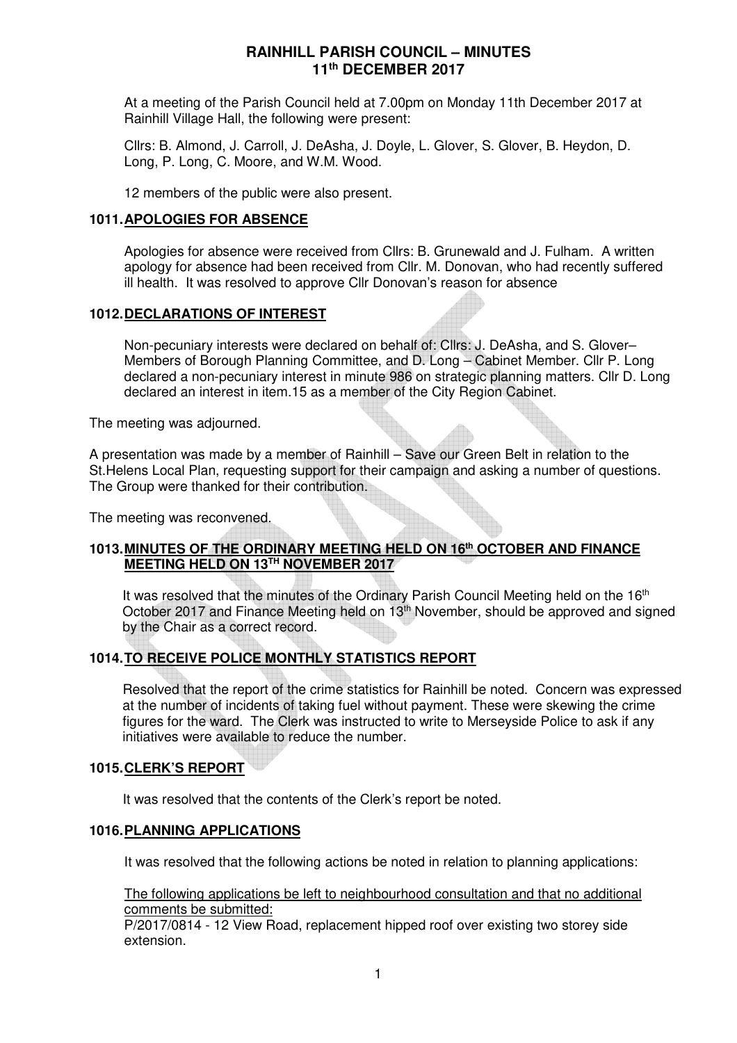# RAINHILL PARISH COUNCIL – MINUTES
# 11th DECEMBER 2017

At a meeting of the Parish Council held at 7.00pm on Monday 11th December 2017 at Rainhill Village Hall, the following were present:

Cllrs: B. Almond, J. Carroll, J. DeAsha, J. Doyle, L. Glover, S. Glover, B. Heydon, D. Long, P. Long, C. Moore, and W.M. Wood.

12 members of the public were also present.

## 1011. APOLOGIES FOR ABSENCE

Apologies for absence were received from Cllrs: B. Grunewald and J. Fulham. A written apology for absence had been received from Cllr. M. Donovan, who had recently suffered ill health. It was resolved to approve Cllr Donovan's reason for absence

## 1012. DECLARATIONS OF INTEREST

Non-pecuniary interests were declared on behalf of: Cllrs: J. DeAsha, and S. Glover– Members of Borough Planning Committee, and D. Long – Cabinet Member. Cllr P. Long declared a non-pecuniary interest in minute 986 on strategic planning matters. Cllr D. Long declared an interest in item.15 as a member of the City Region Cabinet.

The meeting was adjourned.

A presentation was made by a member of Rainhill – Save our Green Belt in relation to the St.Helens Local Plan, requesting support for their campaign and asking a number of questions. The Group were thanked for their contribution.

The meeting was reconvened.

## 1013. MINUTES OF THE ORDINARY MEETING HELD ON 16th OCTOBER AND FINANCE MEETING HELD ON 13TH NOVEMBER 2017

It was resolved that the minutes of the Ordinary Parish Council Meeting held on the 16th October 2017 and Finance Meeting held on 13th November, should be approved and signed by the Chair as a correct record.

## 1014. TO RECEIVE POLICE MONTHLY STATISTICS REPORT

Resolved that the report of the crime statistics for Rainhill be noted. Concern was expressed at the number of incidents of taking fuel without payment. These were skewing the crime figures for the ward. The Clerk was instructed to write to Merseyside Police to ask if any initiatives were available to reduce the number.

## 1015. CLERK'S REPORT

It was resolved that the contents of the Clerk's report be noted.

## 1016. PLANNING APPLICATIONS

It was resolved that the following actions be noted in relation to planning applications:

The following applications be left to neighbourhood consultation and that no additional comments be submitted:

P/2017/0814 - 12 View Road, replacement hipped roof over existing two storey side extension.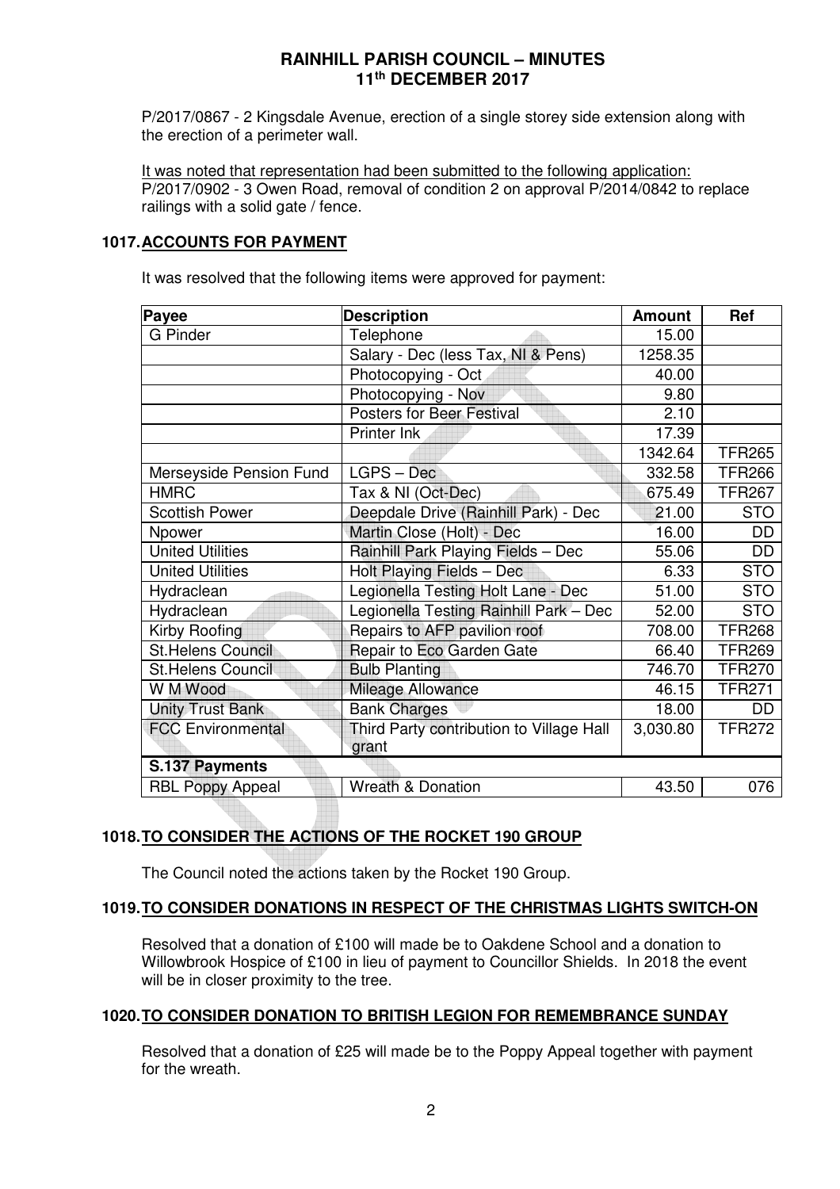# RAINHILL PARISH COUNCIL – MINUTES
## 11th DECEMBER 2017

P/2017/0867 - 2 Kingsdale Avenue, erection of a single storey side extension along with the erection of a perimeter wall.

It was noted that representation had been submitted to the following application:
P/2017/0902 - 3 Owen Road, removal of condition 2 on approval P/2014/0842 to replace railings with a solid gate / fence.

### 1017. ACCOUNTS FOR PAYMENT

It was resolved that the following items were approved for payment:

| Payee | Description | Amount | Ref |
|---|---|---|---|
| G Pinder | Telephone | 15.00 | |
| | Salary - Dec (less Tax, NI & Pens) | 1258.35 | |
| | Photocopying - Oct | 40.00 | |
| | Photocopying - Nov | 9.80 | |
| | Posters for Beer Festival | 2.10 | |
| | Printer Ink | 17.39 | |
| | | 1342.64 | TFR265 |
| Merseyside Pension Fund | LGPS – Dec | 332.58 | TFR266 |
| HMRC | Tax & NI (Oct-Dec) | 675.49 | TFR267 |
| Scottish Power | Deepdale Drive (Rainhill Park) - Dec | 21.00 | STO |
| Npower | Martin Close (Holt) - Dec | 16.00 | DD |
| United Utilities | Rainhill Park Playing Fields – Dec | 55.06 | DD |
| United Utilities | Holt Playing Fields – Dec | 6.33 | STO |
| Hydraclean | Legionella Testing Holt Lane - Dec | 51.00 | STO |
| Hydraclean | Legionella Testing Rainhill Park – Dec | 52.00 | STO |
| Kirby Roofing | Repairs to AFP pavilion roof | 708.00 | TFR268 |
| St.Helens Council | Repair to Eco Garden Gate | 66.40 | TFR269 |
| St.Helens Council | Bulb Planting | 746.70 | TFR270 |
| W M Wood | Mileage Allowance | 46.15 | TFR271 |
| Unity Trust Bank | Bank Charges | 18.00 | DD |
| FCC Environmental | Third Party contribution to Village Hall grant | 3,030.80 | TFR272 |
| **S.137 Payments** | | | |
| RBL Poppy Appeal | Wreath & Donation | 43.50 | 076 |

### 1018. TO CONSIDER THE ACTIONS OF THE ROCKET 190 GROUP

The Council noted the actions taken by the Rocket 190 Group.

### 1019. TO CONSIDER DONATIONS IN RESPECT OF THE CHRISTMAS LIGHTS SWITCH-ON

Resolved that a donation of £100 will made be to Oakdene School and a donation to Willowbrook Hospice of £100 in lieu of payment to Councillor Shields. In 2018 the event will be in closer proximity to the tree.

### 1020. TO CONSIDER DONATION TO BRITISH LEGION FOR REMEMBRANCE SUNDAY

Resolved that a donation of £25 will made be to the Poppy Appeal together with payment for the wreath.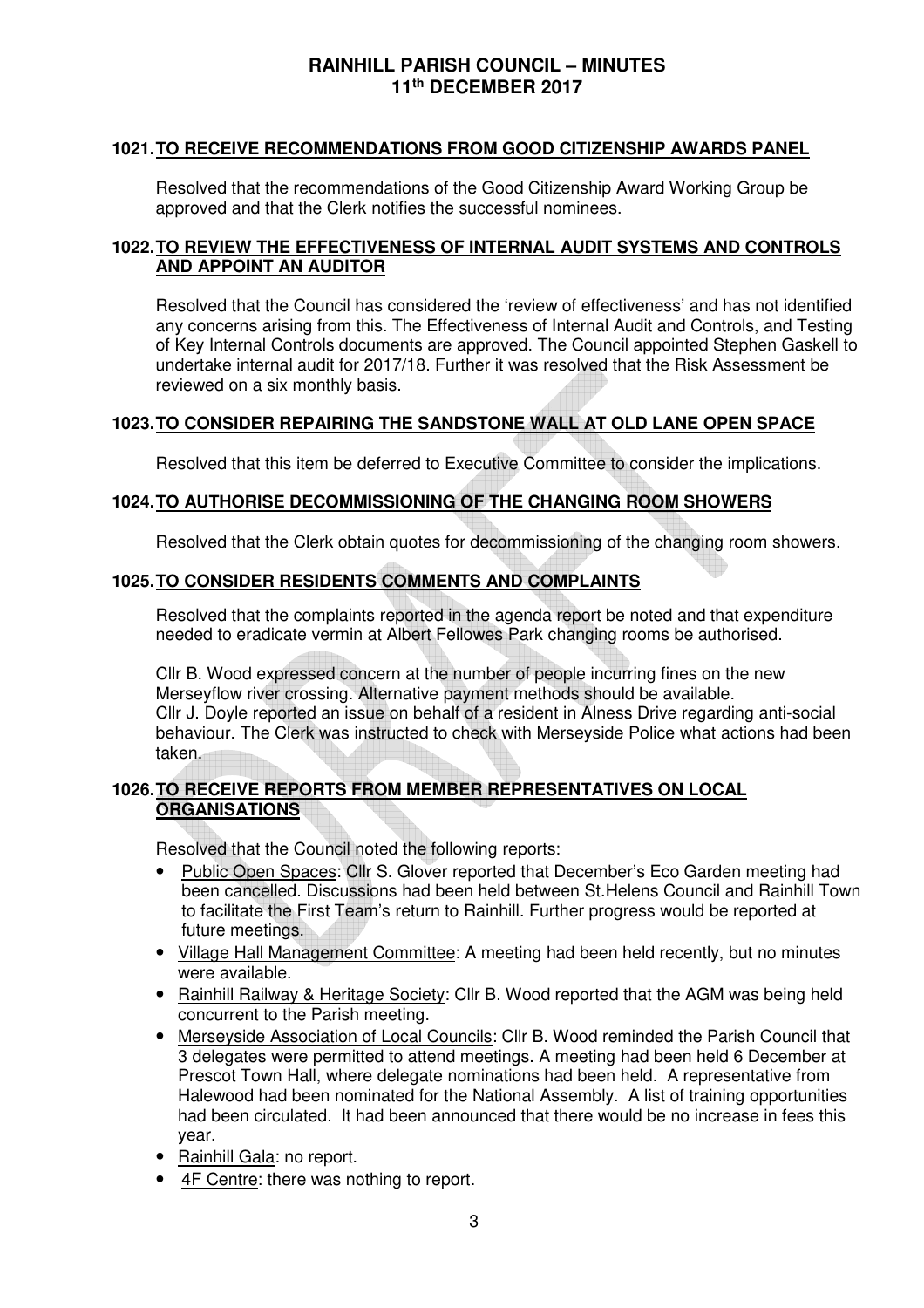# RAINHILL PARISH COUNCIL – MINUTES
## 11th DECEMBER 2017

### 1021. TO RECEIVE RECOMMENDATIONS FROM GOOD CITIZENSHIP AWARDS PANEL

Resolved that the recommendations of the Good Citizenship Award Working Group be approved and that the Clerk notifies the successful nominees.

### 1022. TO REVIEW THE EFFECTIVENESS OF INTERNAL AUDIT SYSTEMS AND CONTROLS AND APPOINT AN AUDITOR

Resolved that the Council has considered the 'review of effectiveness' and has not identified any concerns arising from this. The Effectiveness of Internal Audit and Controls, and Testing of Key Internal Controls documents are approved. The Council appointed Stephen Gaskell to undertake internal audit for 2017/18. Further it was resolved that the Risk Assessment be reviewed on a six monthly basis.

### 1023. TO CONSIDER REPAIRING THE SANDSTONE WALL AT OLD LANE OPEN SPACE

Resolved that this item be deferred to Executive Committee to consider the implications.

### 1024. TO AUTHORISE DECOMMISSIONING OF THE CHANGING ROOM SHOWERS

Resolved that the Clerk obtain quotes for decommissioning of the changing room showers.

### 1025. TO CONSIDER RESIDENTS COMMENTS AND COMPLAINTS

Resolved that the complaints reported in the agenda report be noted and that expenditure needed to eradicate vermin at Albert Fellowes Park changing rooms be authorised.

Cllr B. Wood expressed concern at the number of people incurring fines on the new Merseyflow river crossing. Alternative payment methods should be available.
Cllr J. Doyle reported an issue on behalf of a resident in Alness Drive regarding anti-social behaviour. The Clerk was instructed to check with Merseyside Police what actions had been taken.

### 1026. TO RECEIVE REPORTS FROM MEMBER REPRESENTATIVES ON LOCAL ORGANISATIONS

Resolved that the Council noted the following reports:

- Public Open Spaces: Cllr S. Glover reported that December's Eco Garden meeting had been cancelled. Discussions had been held between St.Helens Council and Rainhill Town to facilitate the First Team's return to Rainhill. Further progress would be reported at future meetings.
- Village Hall Management Committee: A meeting had been held recently, but no minutes were available.
- Rainhill Railway & Heritage Society: Cllr B. Wood reported that the AGM was being held concurrent to the Parish meeting.
- Merseyside Association of Local Councils: Cllr B. Wood reminded the Parish Council that 3 delegates were permitted to attend meetings. A meeting had been held 6 December at Prescot Town Hall, where delegate nominations had been held. A representative from Halewood had been nominated for the National Assembly. A list of training opportunities had been circulated. It had been announced that there would be no increase in fees this year.
- Rainhill Gala: no report.
- 4F Centre: there was nothing to report.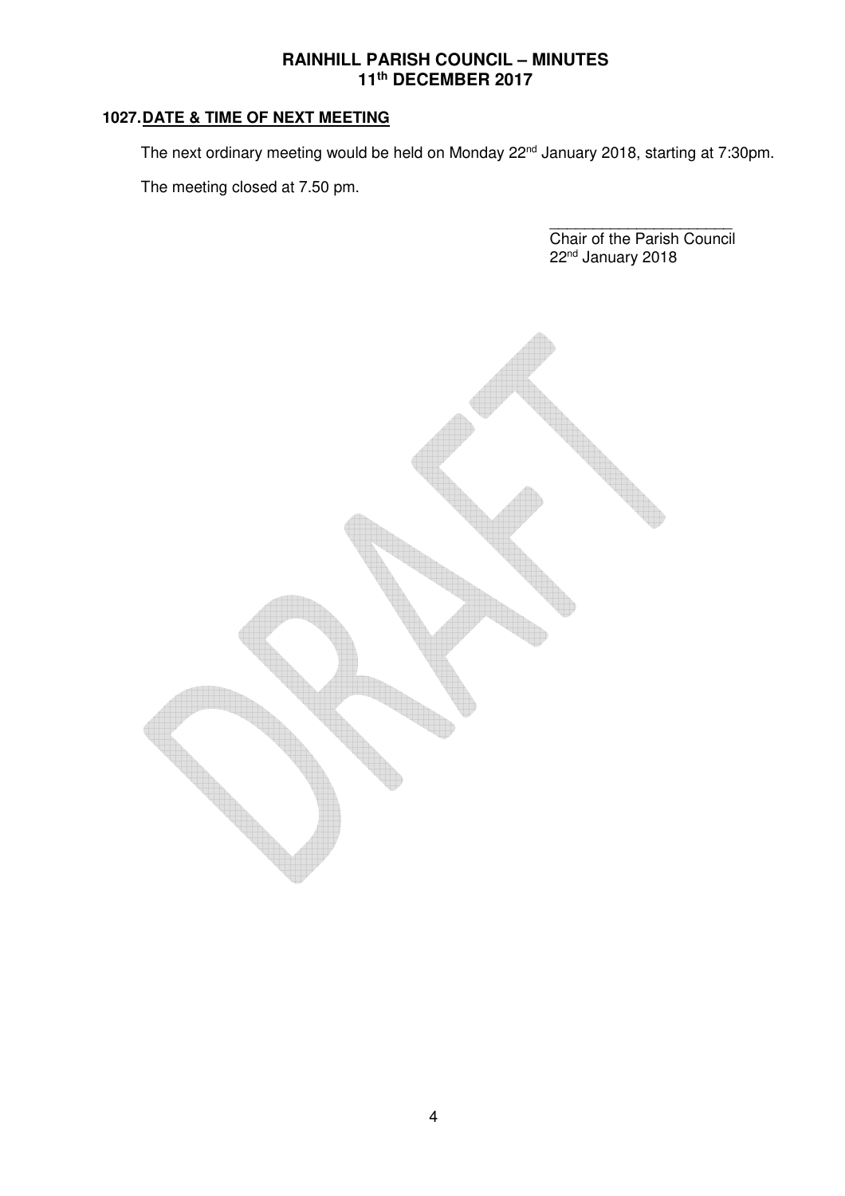## 1027. DATE & TIME OF NEXT MEETING

The next ordinary meeting would be held on Monday 22nd January 2018, starting at 7:30pm.

The meeting closed at 7.50 pm.

______________________
Chair of the Parish Council
22nd January 2018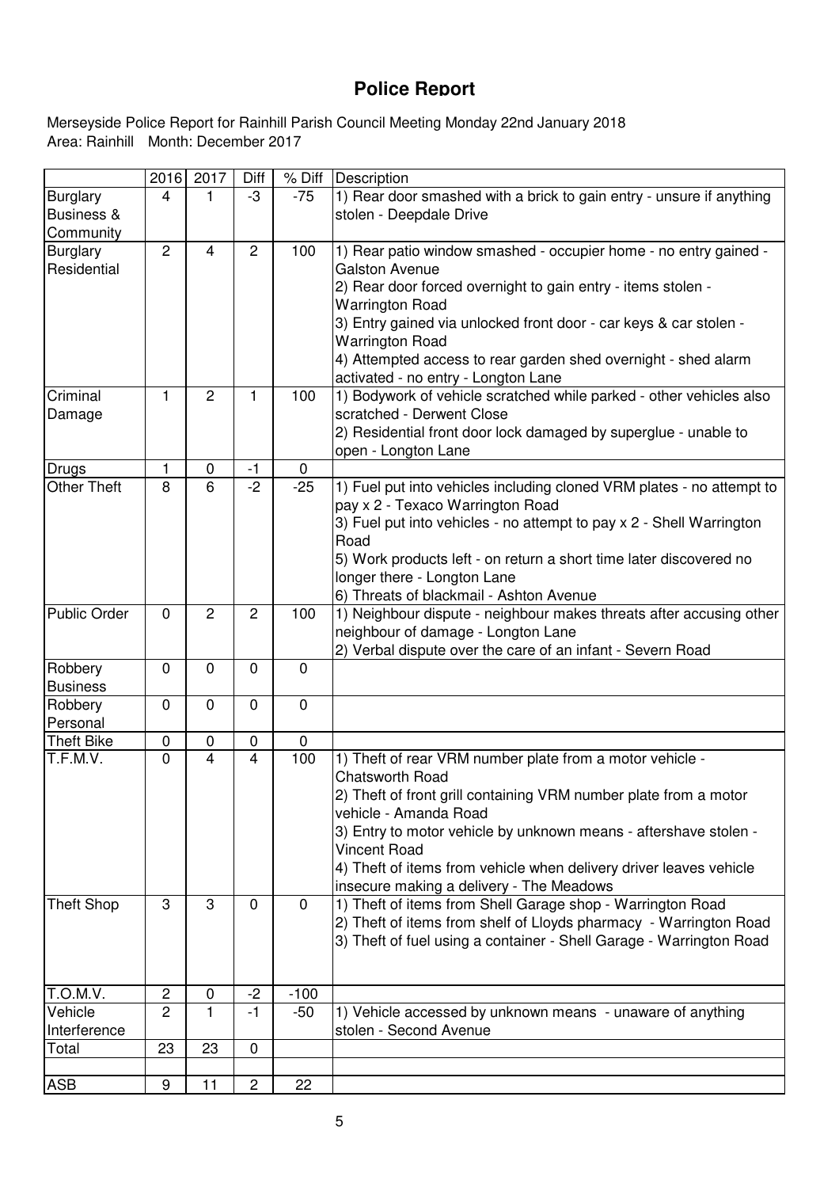# Police Report

Merseyside Police Report for Rainhill Parish Council Meeting Monday 22nd January 2018
Area: Rainhill Month: December 2017

| | 2016 | 2017 | Diff | % Diff | Description |
|---|---|---|---|---|---|
| Burglary Business & Community | 4 | 1 | -3 | -75 | 1) Rear door smashed with a brick to gain entry - unsure if anything stolen - Deepdale Drive |
| Burglary Residential | 2 | 4 | 2 | 100 | 1) Rear patio window smashed - occupier home - no entry gained - Galston Avenue<br>2) Rear door forced overnight to gain entry - items stolen - Warrington Road<br>3) Entry gained via unlocked front door - car keys & car stolen - Warrington Road<br>4) Attempted access to rear garden shed overnight - shed alarm activated - no entry - Longton Lane |
| Criminal Damage | 1 | 2 | 1 | 100 | 1) Bodywork of vehicle scratched while parked - other vehicles also scratched - Derwent Close<br>2) Residential front door lock damaged by superglue - unable to open - Longton Lane |
| Drugs | 1 | 0 | -1 | 0 | |
| Other Theft | 8 | 6 | -2 | -25 | 1) Fuel put into vehicles including cloned VRM plates - no attempt to pay x 2 - Texaco Warrington Road<br>3) Fuel put into vehicles - no attempt to pay x 2 - Shell Warrington Road<br>5) Work products left - on return a short time later discovered no longer there - Longton Lane<br>6) Threats of blackmail - Ashton Avenue |
| Public Order | 0 | 2 | 2 | 100 | 1) Neighbour dispute - neighbour makes threats after accusing other neighbour of damage - Longton Lane<br>2) Verbal dispute over the care of an infant - Severn Road |
| Robbery Business | 0 | 0 | 0 | 0 | |
| Robbery Personal | 0 | 0 | 0 | 0 | |
| Theft Bike | 0 | 0 | 0 | 0 | |
| T.F.M.V. | 0 | 4 | 4 | 100 | 1) Theft of rear VRM number plate from a motor vehicle - Chatsworth Road<br>2) Theft of front grill containing VRM number plate from a motor vehicle - Amanda Road<br>3) Entry to motor vehicle by unknown means - aftershave stolen - Vincent Road<br>4) Theft of items from vehicle when delivery driver leaves vehicle insecure making a delivery - The Meadows |
| Theft Shop | 3 | 3 | 0 | 0 | 1) Theft of items from Shell Garage shop - Warrington Road<br>2) Theft of items from shelf of Lloyds pharmacy - Warrington Road<br>3) Theft of fuel using a container - Shell Garage - Warrington Road |
| T.O.M.V. | 2 | 0 | -2 | -100 | |
| Vehicle Interference | 2 | 1 | -1 | -50 | 1) Vehicle accessed by unknown means - unaware of anything stolen - Second Avenue |
| Total | 23 | 23 | 0 | | |
| | | | | | |
| ASB | 9 | 11 | 2 | 22 | |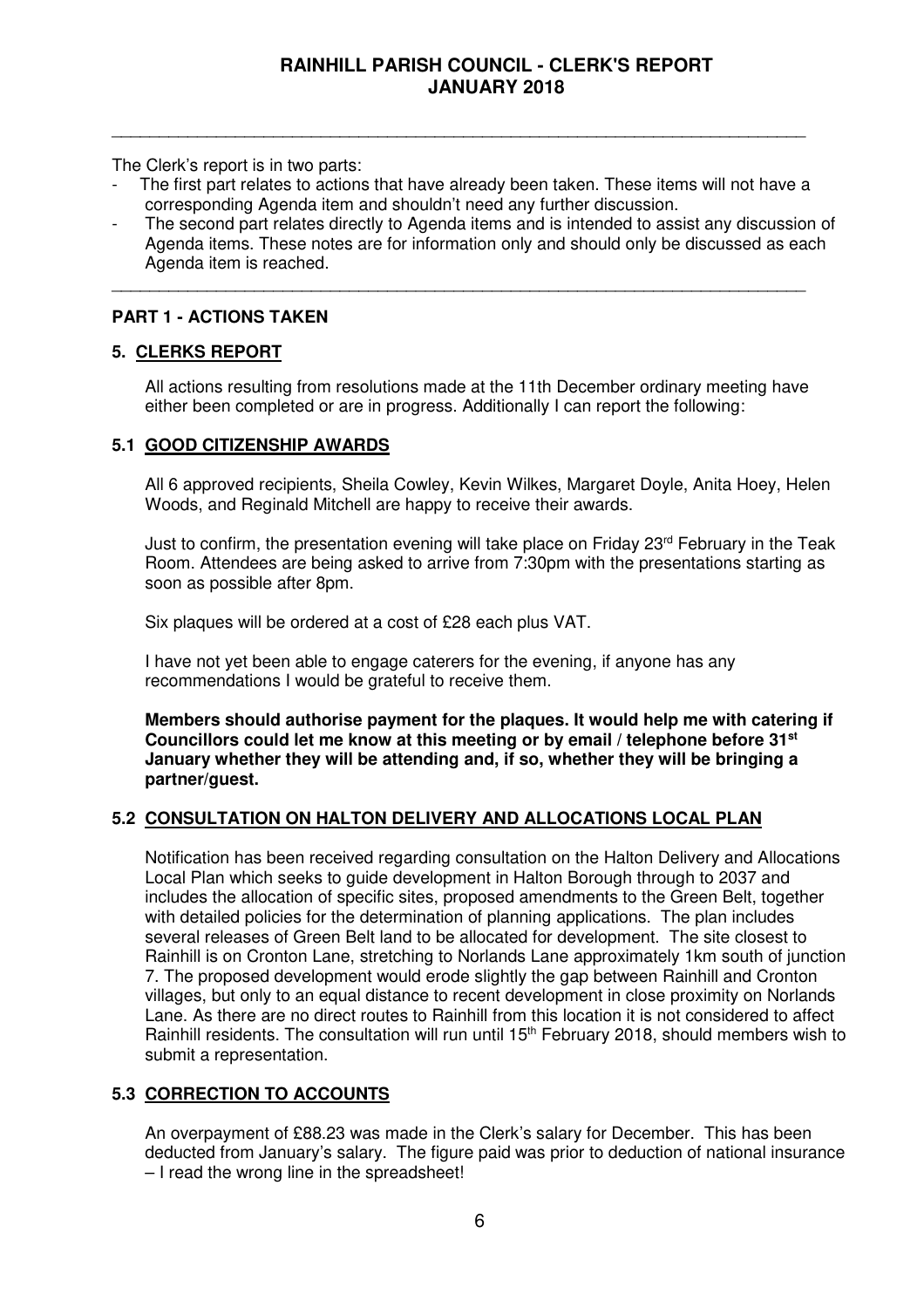# RAINHILL PARISH COUNCIL - CLERK'S REPORT JANUARY 2018

---

The Clerk's report is in two parts:

- The first part relates to actions that have already been taken. These items will not have a corresponding Agenda item and shouldn't need any further discussion.
- The second part relates directly to Agenda items and is intended to assist any discussion of Agenda items. These notes are for information only and should only be discussed as each Agenda item is reached.

---

## PART 1 - ACTIONS TAKEN

### 5. CLERKS REPORT

All actions resulting from resolutions made at the 11th December ordinary meeting have either been completed or are in progress. Additionally I can report the following:

### 5.1 GOOD CITIZENSHIP AWARDS

All 6 approved recipients, Sheila Cowley, Kevin Wilkes, Margaret Doyle, Anita Hoey, Helen Woods, and Reginald Mitchell are happy to receive their awards.

Just to confirm, the presentation evening will take place on Friday 23rd February in the Teak Room. Attendees are being asked to arrive from 7:30pm with the presentations starting as soon as possible after 8pm.

Six plaques will be ordered at a cost of £28 each plus VAT.

I have not yet been able to engage caterers for the evening, if anyone has any recommendations I would be grateful to receive them.

**Members should authorise payment for the plaques. It would help me with catering if Councillors could let me know at this meeting or by email / telephone before 31st January whether they will be attending and, if so, whether they will be bringing a partner/guest.**

### 5.2 CONSULTATION ON HALTON DELIVERY AND ALLOCATIONS LOCAL PLAN

Notification has been received regarding consultation on the Halton Delivery and Allocations Local Plan which seeks to guide development in Halton Borough through to 2037 and includes the allocation of specific sites, proposed amendments to the Green Belt, together with detailed policies for the determination of planning applications. The plan includes several releases of Green Belt land to be allocated for development. The site closest to Rainhill is on Cronton Lane, stretching to Norlands Lane approximately 1km south of junction 7. The proposed development would erode slightly the gap between Rainhill and Cronton villages, but only to an equal distance to recent development in close proximity on Norlands Lane. As there are no direct routes to Rainhill from this location it is not considered to affect Rainhill residents. The consultation will run until 15th February 2018, should members wish to submit a representation.

### 5.3 CORRECTION TO ACCOUNTS

An overpayment of £88.23 was made in the Clerk's salary for December. This has been deducted from January's salary. The figure paid was prior to deduction of national insurance – I read the wrong line in the spreadsheet!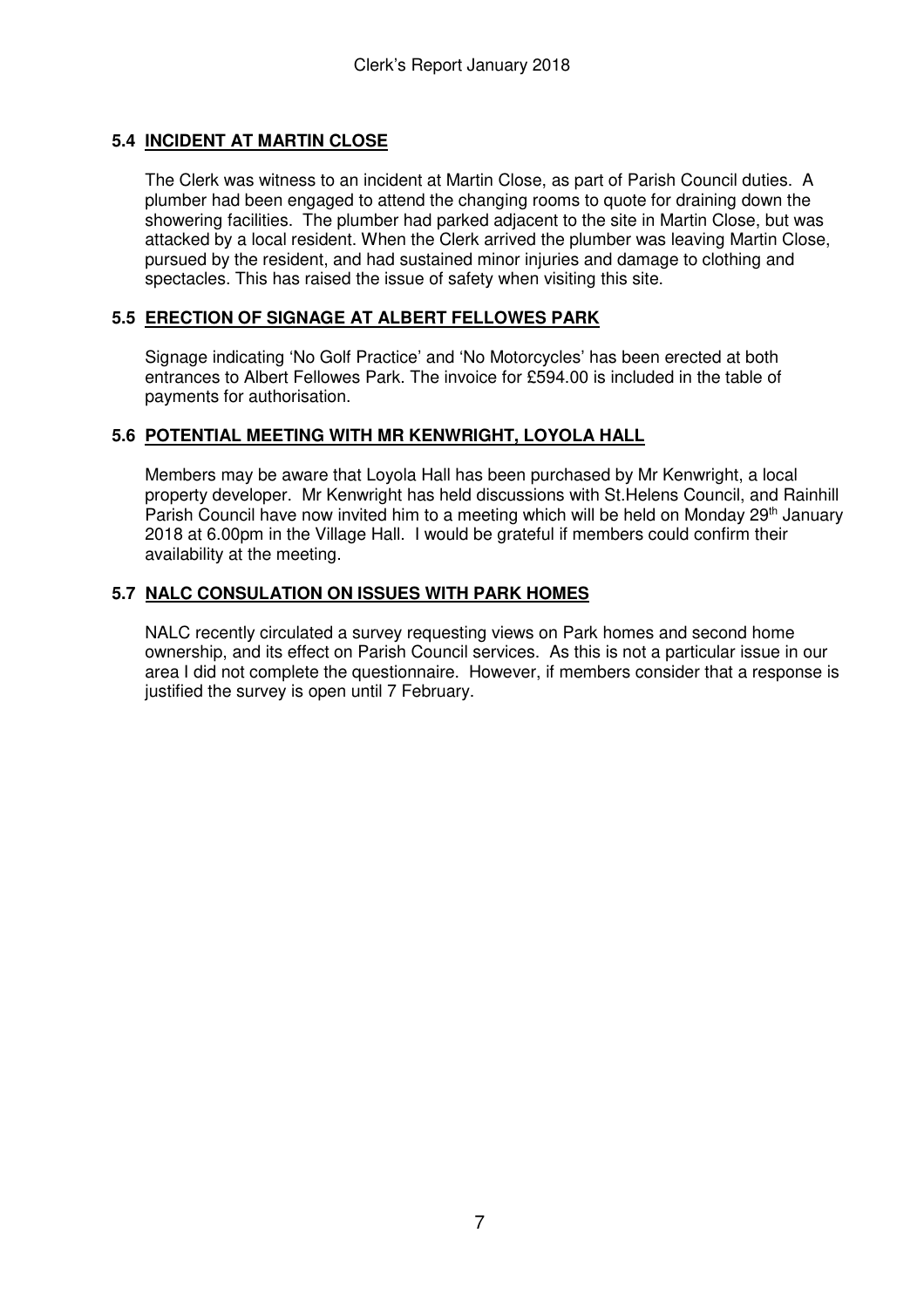### 5.4 INCIDENT AT MARTIN CLOSE

The Clerk was witness to an incident at Martin Close, as part of Parish Council duties. A plumber had been engaged to attend the changing rooms to quote for draining down the showering facilities. The plumber had parked adjacent to the site in Martin Close, but was attacked by a local resident. When the Clerk arrived the plumber was leaving Martin Close, pursued by the resident, and had sustained minor injuries and damage to clothing and spectacles. This has raised the issue of safety when visiting this site.

### 5.5 ERECTION OF SIGNAGE AT ALBERT FELLOWES PARK

Signage indicating 'No Golf Practice' and 'No Motorcycles' has been erected at both entrances to Albert Fellowes Park. The invoice for £594.00 is included in the table of payments for authorisation.

### 5.6 POTENTIAL MEETING WITH MR KENWRIGHT, LOYOLA HALL

Members may be aware that Loyola Hall has been purchased by Mr Kenwright, a local property developer. Mr Kenwright has held discussions with St.Helens Council, and Rainhill Parish Council have now invited him to a meeting which will be held on Monday 29th January 2018 at 6.00pm in the Village Hall. I would be grateful if members could confirm their availability at the meeting.

### 5.7 NALC CONSULATION ON ISSUES WITH PARK HOMES

NALC recently circulated a survey requesting views on Park homes and second home ownership, and its effect on Parish Council services. As this is not a particular issue in our area I did not complete the questionnaire. However, if members consider that a response is justified the survey is open until 7 February.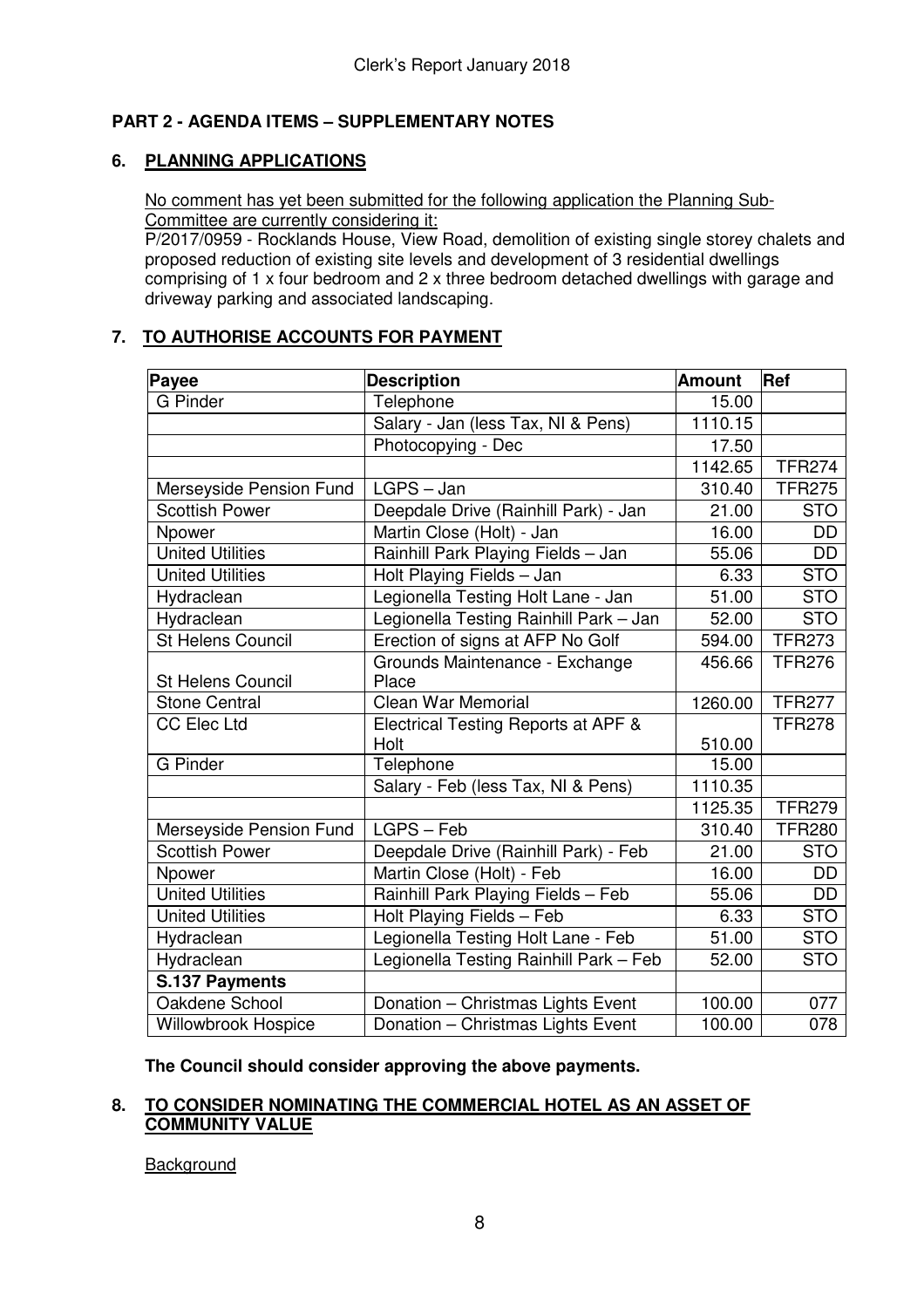## PART 2 - AGENDA ITEMS – SUPPLEMENTARY NOTES

### 6. PLANNING APPLICATIONS

No comment has yet been submitted for the following application the Planning Sub-Committee are currently considering it:

P/2017/0959 - Rocklands House, View Road, demolition of existing single storey chalets and proposed reduction of existing site levels and development of 3 residential dwellings comprising of 1 x four bedroom and 2 x three bedroom detached dwellings with garage and driveway parking and associated landscaping.

### 7. TO AUTHORISE ACCOUNTS FOR PAYMENT

| Payee | Description | Amount | Ref |
|---|---|---|---|
| G Pinder | Telephone | 15.00 | |
| | Salary - Jan (less Tax, NI & Pens) | 1110.15 | |
| | Photocopying - Dec | 17.50 | |
| | | 1142.65 | TFR274 |
| Merseyside Pension Fund | LGPS – Jan | 310.40 | TFR275 |
| Scottish Power | Deepdale Drive (Rainhill Park) - Jan | 21.00 | STO |
| Npower | Martin Close (Holt) - Jan | 16.00 | DD |
| United Utilities | Rainhill Park Playing Fields – Jan | 55.06 | DD |
| United Utilities | Holt Playing Fields – Jan | 6.33 | STO |
| Hydraclean | Legionella Testing Holt Lane - Jan | 51.00 | STO |
| Hydraclean | Legionella Testing Rainhill Park – Jan | 52.00 | STO |
| St Helens Council | Erection of signs at AFP No Golf | 594.00 | TFR273 |
| St Helens Council | Grounds Maintenance - Exchange Place | 456.66 | TFR276 |
| Stone Central | Clean War Memorial | 1260.00 | TFR277 |
| CC Elec Ltd | Electrical Testing Reports at APF & Holt | 510.00 | TFR278 |
| G Pinder | Telephone | 15.00 | |
| | Salary - Feb (less Tax, NI & Pens) | 1110.35 | |
| | | 1125.35 | TFR279 |
| Merseyside Pension Fund | LGPS – Feb | 310.40 | TFR280 |
| Scottish Power | Deepdale Drive (Rainhill Park) - Feb | 21.00 | STO |
| Npower | Martin Close (Holt) - Feb | 16.00 | DD |
| United Utilities | Rainhill Park Playing Fields – Feb | 55.06 | DD |
| United Utilities | Holt Playing Fields – Feb | 6.33 | STO |
| Hydraclean | Legionella Testing Holt Lane - Feb | 51.00 | STO |
| Hydraclean | Legionella Testing Rainhill Park – Feb | 52.00 | STO |
| **S.137 Payments** | | | |
| Oakdene School | Donation – Christmas Lights Event | 100.00 | 077 |
| Willowbrook Hospice | Donation – Christmas Lights Event | 100.00 | 078 |

**The Council should consider approving the above payments.**

### 8. TO CONSIDER NOMINATING THE COMMERCIAL HOTEL AS AN ASSET OF COMMUNITY VALUE

Background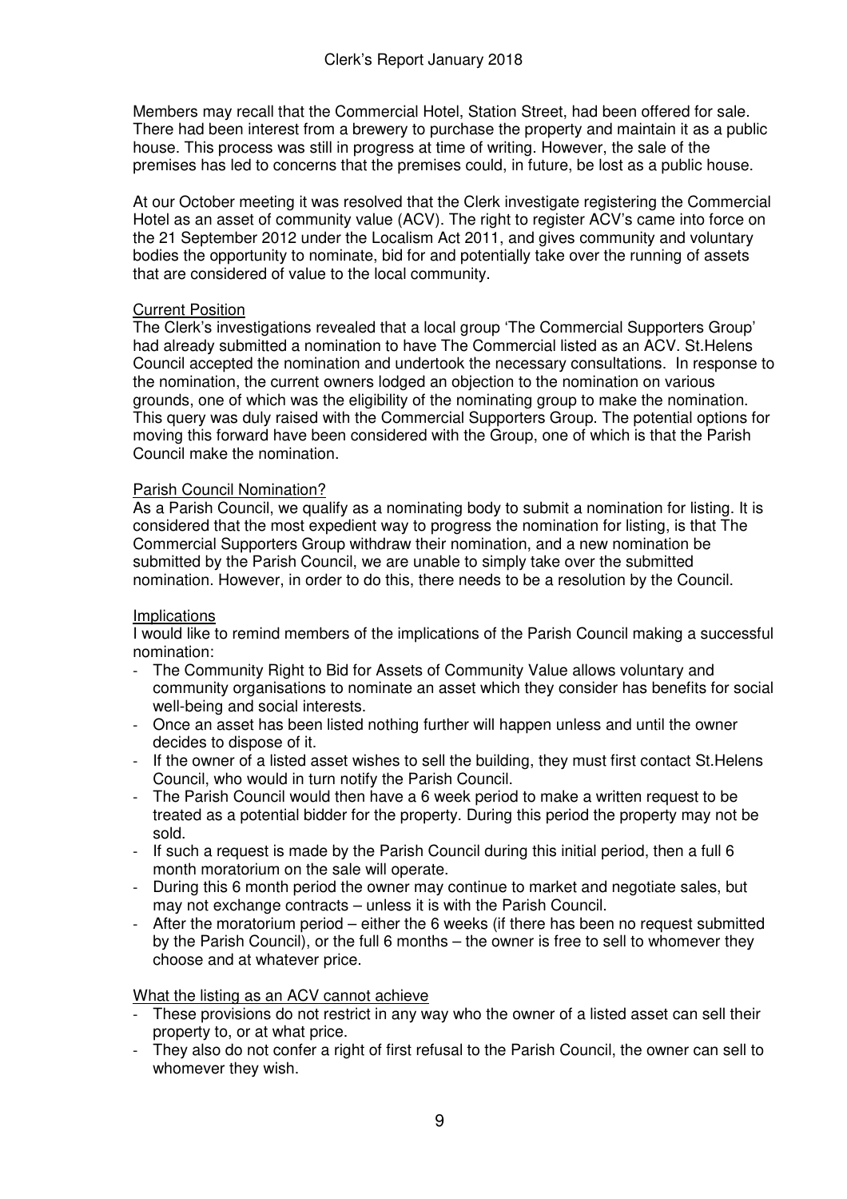# Clerk's Report January 2018

Members may recall that the Commercial Hotel, Station Street, had been offered for sale. There had been interest from a brewery to purchase the property and maintain it as a public house. This process was still in progress at time of writing. However, the sale of the premises has led to concerns that the premises could, in future, be lost as a public house.

At our October meeting it was resolved that the Clerk investigate registering the Commercial Hotel as an asset of community value (ACV). The right to register ACV's came into force on the 21 September 2012 under the Localism Act 2011, and gives community and voluntary bodies the opportunity to nominate, bid for and potentially take over the running of assets that are considered of value to the local community.

## Current Position

The Clerk's investigations revealed that a local group 'The Commercial Supporters Group' had already submitted a nomination to have The Commercial listed as an ACV. St.Helens Council accepted the nomination and undertook the necessary consultations. In response to the nomination, the current owners lodged an objection to the nomination on various grounds, one of which was the eligibility of the nominating group to make the nomination. This query was duly raised with the Commercial Supporters Group. The potential options for moving this forward have been considered with the Group, one of which is that the Parish Council make the nomination.

## Parish Council Nomination?

As a Parish Council, we qualify as a nominating body to submit a nomination for listing. It is considered that the most expedient way to progress the nomination for listing, is that The Commercial Supporters Group withdraw their nomination, and a new nomination be submitted by the Parish Council, we are unable to simply take over the submitted nomination. However, in order to do this, there needs to be a resolution by the Council.

## Implications

I would like to remind members of the implications of the Parish Council making a successful nomination:

- The Community Right to Bid for Assets of Community Value allows voluntary and community organisations to nominate an asset which they consider has benefits for social well-being and social interests.
- Once an asset has been listed nothing further will happen unless and until the owner decides to dispose of it.
- If the owner of a listed asset wishes to sell the building, they must first contact St.Helens Council, who would in turn notify the Parish Council.
- The Parish Council would then have a 6 week period to make a written request to be treated as a potential bidder for the property. During this period the property may not be sold.
- If such a request is made by the Parish Council during this initial period, then a full 6 month moratorium on the sale will operate.
- During this 6 month period the owner may continue to market and negotiate sales, but may not exchange contracts – unless it is with the Parish Council.
- After the moratorium period – either the 6 weeks (if there has been no request submitted by the Parish Council), or the full 6 months – the owner is free to sell to whomever they choose and at whatever price.

## What the listing as an ACV cannot achieve

- These provisions do not restrict in any way who the owner of a listed asset can sell their property to, or at what price.
- They also do not confer a right of first refusal to the Parish Council, the owner can sell to whomever they wish.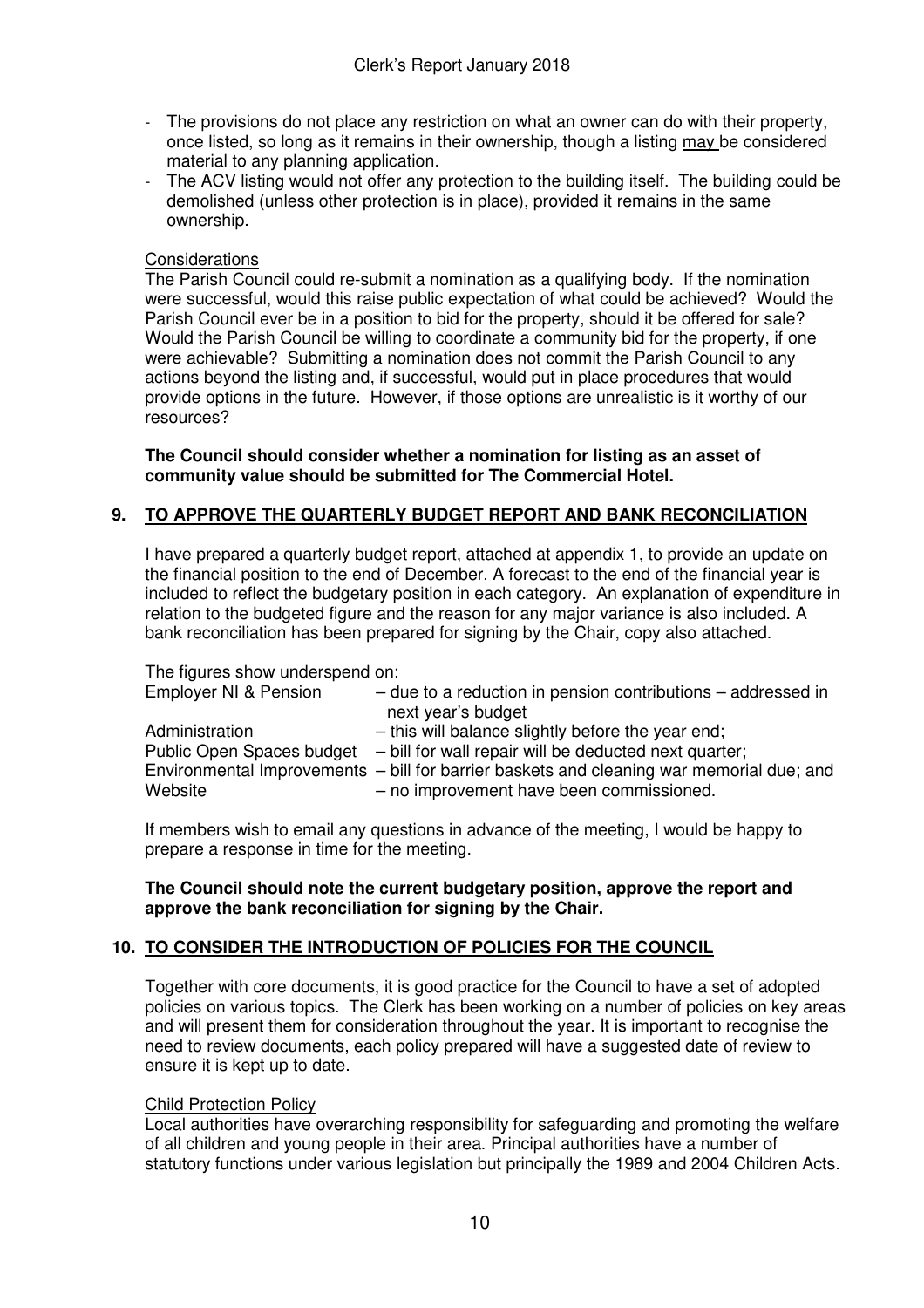- The provisions do not place any restriction on what an owner can do with their property, once listed, so long as it remains in their ownership, though a listing may be considered material to any planning application.
- The ACV listing would not offer any protection to the building itself. The building could be demolished (unless other protection is in place), provided it remains in the same ownership.

Considerations

The Parish Council could re-submit a nomination as a qualifying body. If the nomination were successful, would this raise public expectation of what could be achieved? Would the Parish Council ever be in a position to bid for the property, should it be offered for sale? Would the Parish Council be willing to coordinate a community bid for the property, if one were achievable? Submitting a nomination does not commit the Parish Council to any actions beyond the listing and, if successful, would put in place procedures that would provide options in the future. However, if those options are unrealistic is it worthy of our resources?

**The Council should consider whether a nomination for listing as an asset of community value should be submitted for The Commercial Hotel.**

## 9. TO APPROVE THE QUARTERLY BUDGET REPORT AND BANK RECONCILIATION

I have prepared a quarterly budget report, attached at appendix 1, to provide an update on the financial position to the end of December. A forecast to the end of the financial year is included to reflect the budgetary position in each category. An explanation of expenditure in relation to the budgeted figure and the reason for any major variance is also included. A bank reconciliation has been prepared for signing by the Chair, copy also attached.

The figures show underspend on:

| | |
|---|---|
| Employer NI & Pension | – due to a reduction in pension contributions – addressed in next year's budget |
| Administration | – this will balance slightly before the year end; |
| Public Open Spaces budget | – bill for wall repair will be deducted next quarter; |
| Environmental Improvements | – bill for barrier baskets and cleaning war memorial due; and |
| Website | – no improvement have been commissioned. |

If members wish to email any questions in advance of the meeting, I would be happy to prepare a response in time for the meeting.

**The Council should note the current budgetary position, approve the report and approve the bank reconciliation for signing by the Chair.**

## 10. TO CONSIDER THE INTRODUCTION OF POLICIES FOR THE COUNCIL

Together with core documents, it is good practice for the Council to have a set of adopted policies on various topics. The Clerk has been working on a number of policies on key areas and will present them for consideration throughout the year. It is important to recognise the need to review documents, each policy prepared will have a suggested date of review to ensure it is kept up to date.

Child Protection Policy

Local authorities have overarching responsibility for safeguarding and promoting the welfare of all children and young people in their area. Principal authorities have a number of statutory functions under various legislation but principally the 1989 and 2004 Children Acts.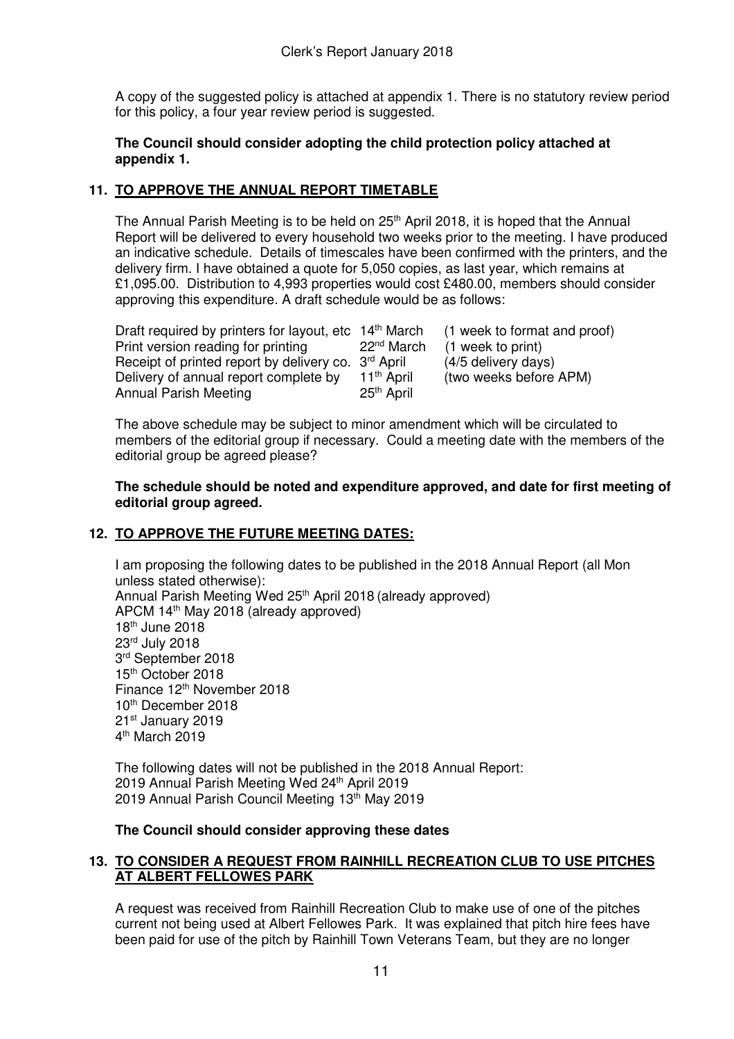A copy of the suggested policy is attached at appendix 1. There is no statutory review period for this policy, a four year review period is suggested.

**The Council should consider adopting the child protection policy attached at appendix 1.**

## 11. TO APPROVE THE ANNUAL REPORT TIMETABLE

The Annual Parish Meeting is to be held on 25th April 2018, it is hoped that the Annual Report will be delivered to every household two weeks prior to the meeting. I have produced an indicative schedule. Details of timescales have been confirmed with the printers, and the delivery firm. I have obtained a quote for 5,050 copies, as last year, which remains at £1,095.00. Distribution to 4,993 properties would cost £480.00, members should consider approving this expenditure. A draft schedule would be as follows:

| | | |
|---|---|---|
| Draft required by printers for layout, etc | 14th March | (1 week to format and proof) |
| Print version reading for printing | 22nd March | (1 week to print) |
| Receipt of printed report by delivery co. | 3rd April | (4/5 delivery days) |
| Delivery of annual report complete by | 11th April | (two weeks before APM) |
| Annual Parish Meeting | 25th April | |

The above schedule may be subject to minor amendment which will be circulated to members of the editorial group if necessary. Could a meeting date with the members of the editorial group be agreed please?

**The schedule should be noted and expenditure approved, and date for first meeting of editorial group agreed.**

## 12. TO APPROVE THE FUTURE MEETING DATES:

I am proposing the following dates to be published in the 2018 Annual Report (all Mon unless stated otherwise):
Annual Parish Meeting Wed 25th April 2018 (already approved)
APCM 14th May 2018 (already approved)
18th June 2018
23rd July 2018
3rd September 2018
15th October 2018
Finance 12th November 2018
10th December 2018
21st January 2019
4th March 2019

The following dates will not be published in the 2018 Annual Report:
2019 Annual Parish Meeting Wed 24th April 2019
2019 Annual Parish Council Meeting 13th May 2019

**The Council should consider approving these dates**

## 13. TO CONSIDER A REQUEST FROM RAINHILL RECREATION CLUB TO USE PITCHES AT ALBERT FELLOWES PARK

A request was received from Rainhill Recreation Club to make use of one of the pitches current not being used at Albert Fellowes Park. It was explained that pitch hire fees have been paid for use of the pitch by Rainhill Town Veterans Team, but they are no longer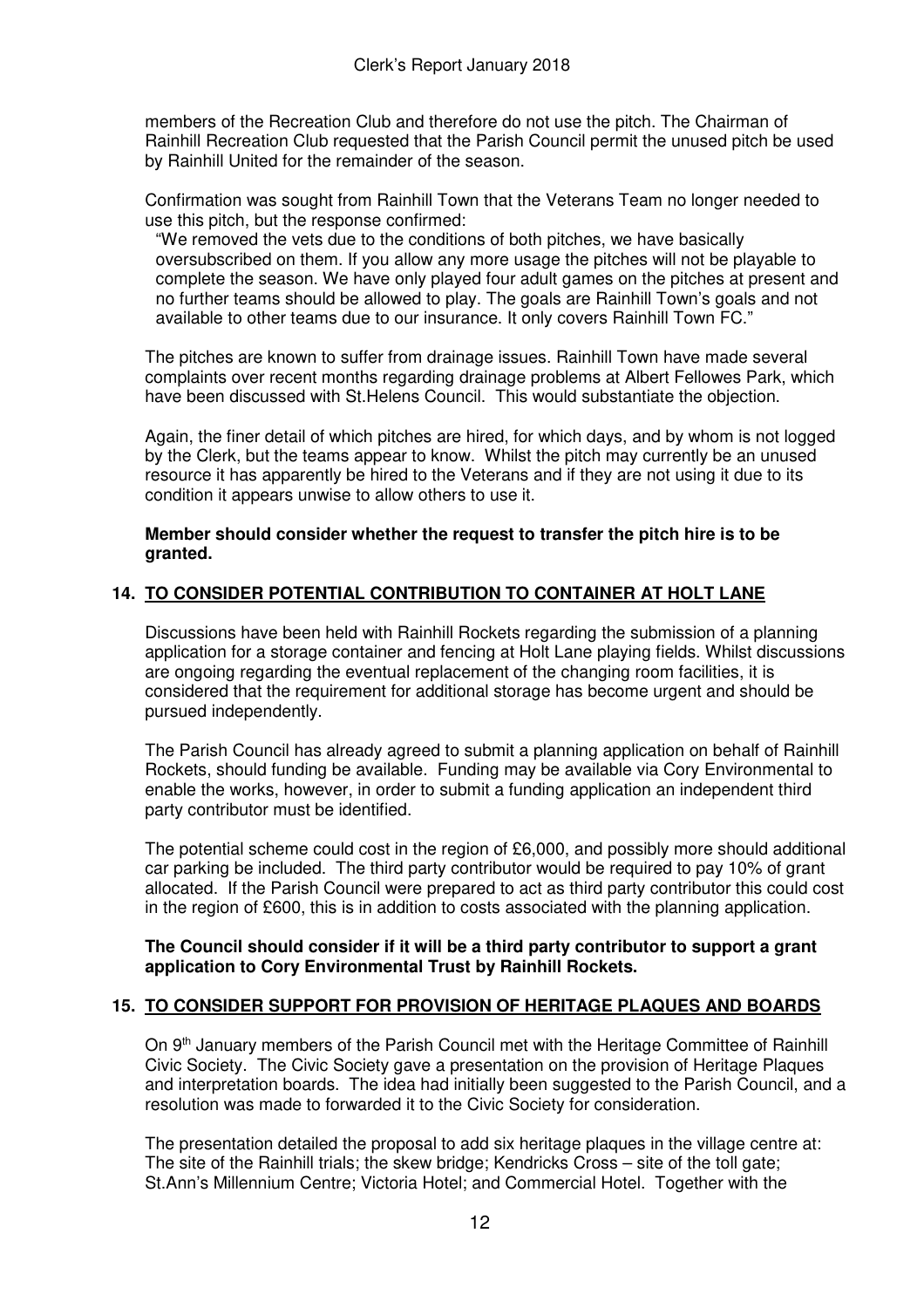members of the Recreation Club and therefore do not use the pitch. The Chairman of Rainhill Recreation Club requested that the Parish Council permit the unused pitch be used by Rainhill United for the remainder of the season.

Confirmation was sought from Rainhill Town that the Veterans Team no longer needed to use this pitch, but the response confirmed:

> "We removed the vets due to the conditions of both pitches, we have basically oversubscribed on them. If you allow any more usage the pitches will not be playable to complete the season. We have only played four adult games on the pitches at present and no further teams should be allowed to play. The goals are Rainhill Town's goals and not available to other teams due to our insurance. It only covers Rainhill Town FC."

The pitches are known to suffer from drainage issues. Rainhill Town have made several complaints over recent months regarding drainage problems at Albert Fellowes Park, which have been discussed with St.Helens Council. This would substantiate the objection.

Again, the finer detail of which pitches are hired, for which days, and by whom is not logged by the Clerk, but the teams appear to know. Whilst the pitch may currently be an unused resource it has apparently be hired to the Veterans and if they are not using it due to its condition it appears unwise to allow others to use it.

**Member should consider whether the request to transfer the pitch hire is to be granted.**

## 14. TO CONSIDER POTENTIAL CONTRIBUTION TO CONTAINER AT HOLT LANE

Discussions have been held with Rainhill Rockets regarding the submission of a planning application for a storage container and fencing at Holt Lane playing fields. Whilst discussions are ongoing regarding the eventual replacement of the changing room facilities, it is considered that the requirement for additional storage has become urgent and should be pursued independently.

The Parish Council has already agreed to submit a planning application on behalf of Rainhill Rockets, should funding be available. Funding may be available via Cory Environmental to enable the works, however, in order to submit a funding application an independent third party contributor must be identified.

The potential scheme could cost in the region of £6,000, and possibly more should additional car parking be included. The third party contributor would be required to pay 10% of grant allocated. If the Parish Council were prepared to act as third party contributor this could cost in the region of £600, this is in addition to costs associated with the planning application.

**The Council should consider if it will be a third party contributor to support a grant application to Cory Environmental Trust by Rainhill Rockets.**

## 15. TO CONSIDER SUPPORT FOR PROVISION OF HERITAGE PLAQUES AND BOARDS

On 9th January members of the Parish Council met with the Heritage Committee of Rainhill Civic Society. The Civic Society gave a presentation on the provision of Heritage Plaques and interpretation boards. The idea had initially been suggested to the Parish Council, and a resolution was made to forwarded it to the Civic Society for consideration.

The presentation detailed the proposal to add six heritage plaques in the village centre at: The site of the Rainhill trials; the skew bridge; Kendricks Cross – site of the toll gate; St.Ann's Millennium Centre; Victoria Hotel; and Commercial Hotel. Together with the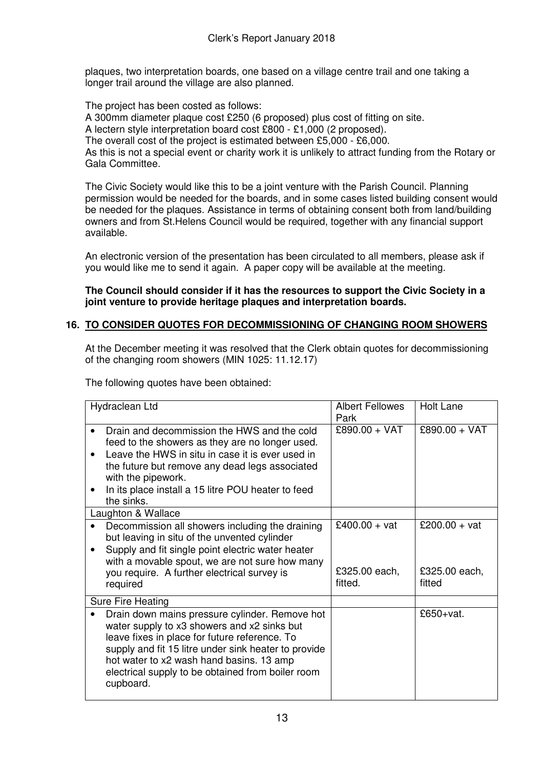plaques, two interpretation boards, one based on a village centre trail and one taking a longer trail around the village are also planned.

The project has been costed as follows:
A 300mm diameter plaque cost £250 (6 proposed) plus cost of fitting on site.
A lectern style interpretation board cost £800 - £1,000 (2 proposed).
The overall cost of the project is estimated between £5,000 - £6,000.
As this is not a special event or charity work it is unlikely to attract funding from the Rotary or Gala Committee.

The Civic Society would like this to be a joint venture with the Parish Council. Planning permission would be needed for the boards, and in some cases listed building consent would be needed for the plaques. Assistance in terms of obtaining consent both from land/building owners and from St.Helens Council would be required, together with any financial support available.

An electronic version of the presentation has been circulated to all members, please ask if you would like me to send it again. A paper copy will be available at the meeting.

**The Council should consider if it has the resources to support the Civic Society in a joint venture to provide heritage plaques and interpretation boards.**

## 16. TO CONSIDER QUOTES FOR DECOMMISSIONING OF CHANGING ROOM SHOWERS

At the December meeting it was resolved that the Clerk obtain quotes for decommissioning of the changing room showers (MIN 1025: 11.12.17)

The following quotes have been obtained:

| Hydraclean Ltd | Albert Fellowes Park | Holt Lane |
|---|---|---|
| • Drain and decommission the HWS and the cold feed to the showers as they are no longer used.<br>• Leave the HWS in situ in case it is ever used in the future but remove any dead legs associated with the pipework.<br>• In its place install a 15 litre POU heater to feed the sinks. | £890.00 + VAT | £890.00 + VAT |
| Laughton & Wallace | | |
| • Decommission all showers including the draining but leaving in situ of the unvented cylinder<br>• Supply and fit single point electric water heater with a movable spout, we are not sure how many you require. A further electrical survey is required | £400.00 + vat<br><br>£325.00 each, fitted. | £200.00 + vat<br><br>£325.00 each, fitted |
| Sure Fire Heating | | |
| • Drain down mains pressure cylinder. Remove hot water supply to x3 showers and x2 sinks but leave fixes in place for future reference. To supply and fit 15 litre under sink heater to provide hot water to x2 wash hand basins. 13 amp electrical supply to be obtained from boiler room cupboard. | | £650+vat. |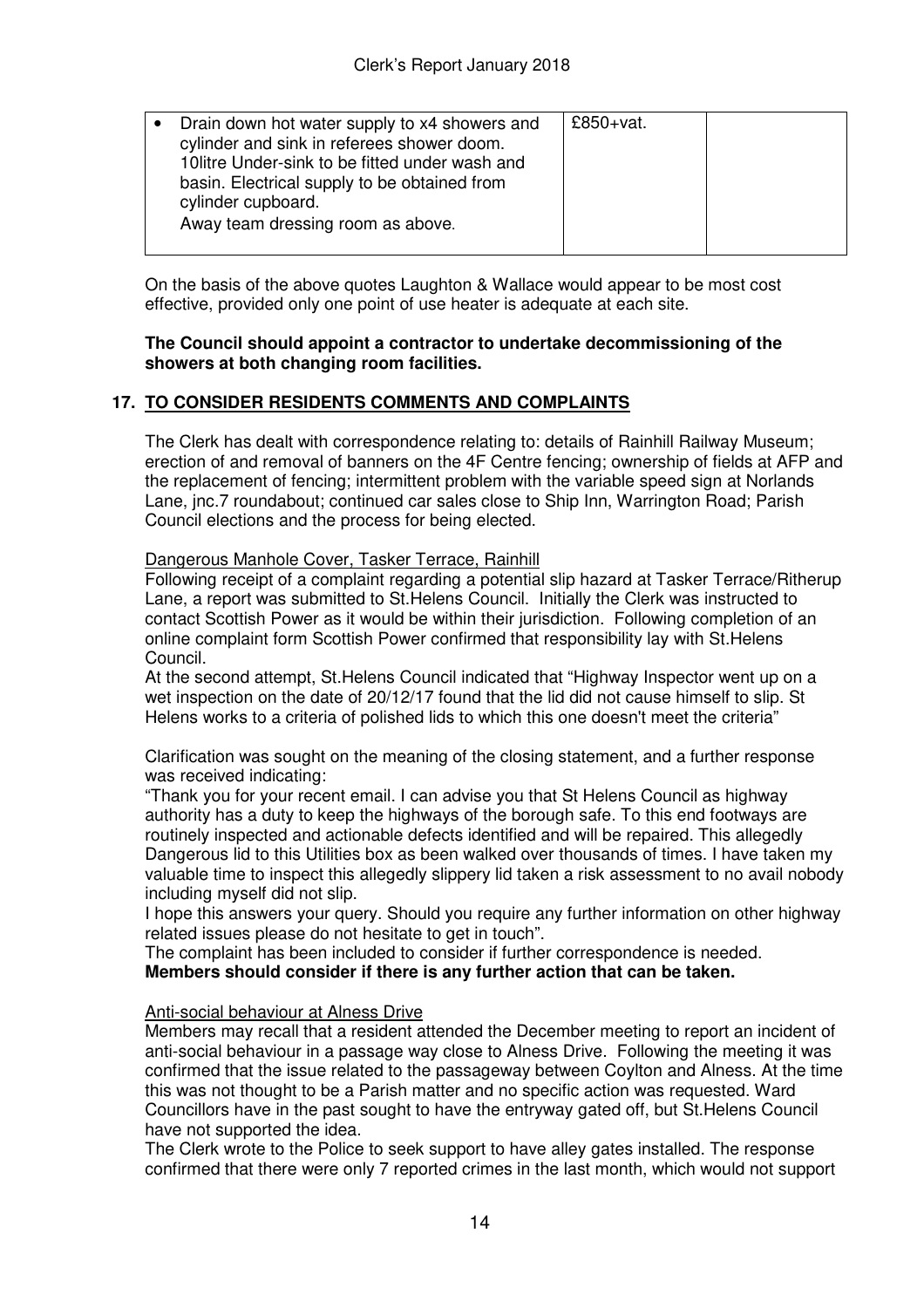| • Drain down hot water supply to x4 showers and cylinder and sink in referees shower doom. 10litre Under-sink to be fitted under wash and basin. Electrical supply to be obtained from cylinder cupboard. Away team dressing room as above. | £850+vat. | |
|---|---|---|

On the basis of the above quotes Laughton & Wallace would appear to be most cost effective, provided only one point of use heater is adequate at each site.

**The Council should appoint a contractor to undertake decommissioning of the showers at both changing room facilities.**

## 17. TO CONSIDER RESIDENTS COMMENTS AND COMPLAINTS

The Clerk has dealt with correspondence relating to: details of Rainhill Railway Museum; erection of and removal of banners on the 4F Centre fencing; ownership of fields at AFP and the replacement of fencing; intermittent problem with the variable speed sign at Norlands Lane, jnc.7 roundabout; continued car sales close to Ship Inn, Warrington Road; Parish Council elections and the process for being elected.

Dangerous Manhole Cover, Tasker Terrace, Rainhill

Following receipt of a complaint regarding a potential slip hazard at Tasker Terrace/Ritherup Lane, a report was submitted to St.Helens Council. Initially the Clerk was instructed to contact Scottish Power as it would be within their jurisdiction. Following completion of an online complaint form Scottish Power confirmed that responsibility lay with St.Helens Council.

At the second attempt, St.Helens Council indicated that "Highway Inspector went up on a wet inspection on the date of 20/12/17 found that the lid did not cause himself to slip. St Helens works to a criteria of polished lids to which this one doesn't meet the criteria"

Clarification was sought on the meaning of the closing statement, and a further response was received indicating:

"Thank you for your recent email. I can advise you that St Helens Council as highway authority has a duty to keep the highways of the borough safe. To this end footways are routinely inspected and actionable defects identified and will be repaired. This allegedly Dangerous lid to this Utilities box as been walked over thousands of times. I have taken my valuable time to inspect this allegedly slippery lid taken a risk assessment to no avail nobody including myself did not slip.

I hope this answers your query. Should you require any further information on other highway related issues please do not hesitate to get in touch".

The complaint has been included to consider if further correspondence is needed.

**Members should consider if there is any further action that can be taken.**

Anti-social behaviour at Alness Drive

Members may recall that a resident attended the December meeting to report an incident of anti-social behaviour in a passage way close to Alness Drive. Following the meeting it was confirmed that the issue related to the passageway between Coylton and Alness. At the time this was not thought to be a Parish matter and no specific action was requested. Ward Councillors have in the past sought to have the entryway gated off, but St.Helens Council have not supported the idea.

The Clerk wrote to the Police to seek support to have alley gates installed. The response confirmed that there were only 7 reported crimes in the last month, which would not support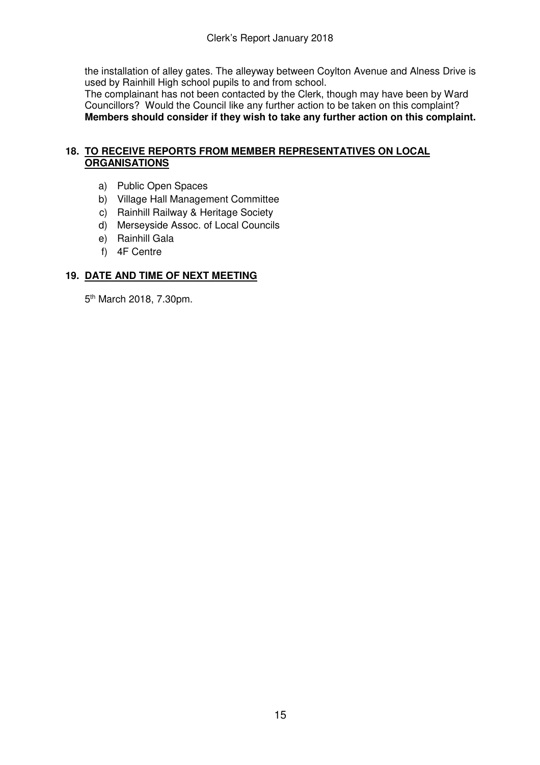the installation of alley gates. The alleyway between Coylton Avenue and Alness Drive is used by Rainhill High school pupils to and from school.

The complainant has not been contacted by the Clerk, though may have been by Ward Councillors? Would the Council like any further action to be taken on this complaint?

**Members should consider if they wish to take any further action on this complaint.**

## 18. TO RECEIVE REPORTS FROM MEMBER REPRESENTATIVES ON LOCAL ORGANISATIONS

a) Public Open Spaces
b) Village Hall Management Committee
c) Rainhill Railway & Heritage Society
d) Merseyside Assoc. of Local Councils
e) Rainhill Gala
f) 4F Centre

## 19. DATE AND TIME OF NEXT MEETING

5th March 2018, 7.30pm.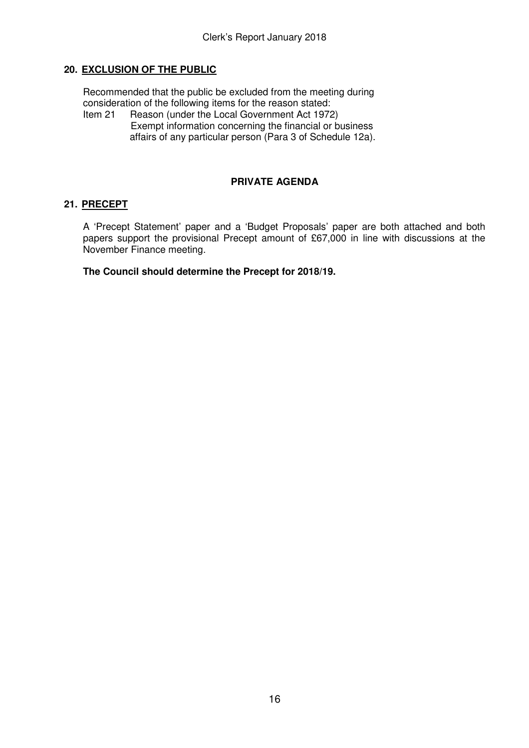## 20. EXCLUSION OF THE PUBLIC

Recommended that the public be excluded from the meeting during consideration of the following items for the reason stated:

Item 21 Reason (under the Local Government Act 1972)
Exempt information concerning the financial or business affairs of any particular person (Para 3 of Schedule 12a).

### PRIVATE AGENDA

## 21. PRECEPT

A 'Precept Statement' paper and a 'Budget Proposals' paper are both attached and both papers support the provisional Precept amount of £67,000 in line with discussions at the November Finance meeting.

**The Council should determine the Precept for 2018/19.**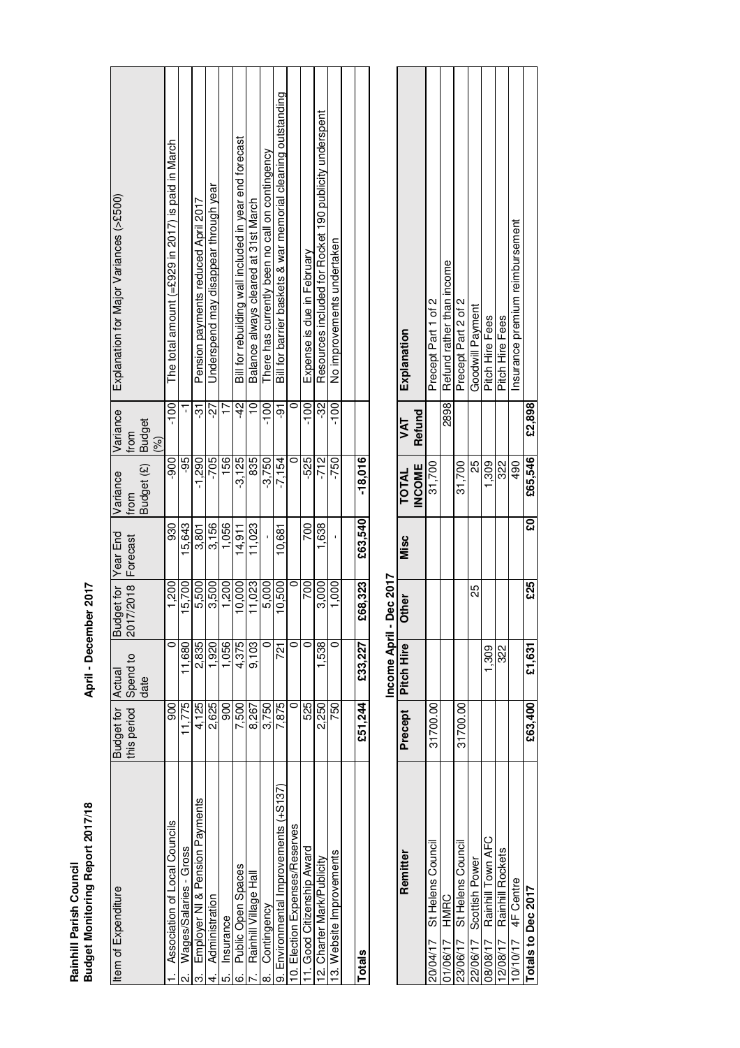**Rainhill Parish Council**
**Budget Monitoring Report 2017/18**

April - December 2017

| Item of Expenditure | Budget for this period | Actual Spend to date | Budget for 2017/2018 | Year End Forecast | Variance from Budget (£) | Variance from Budget (%) | Explanation for Major Variances (>£500) |
|---|---|---|---|---|---|---|---|
| 1. Association of Local Councils | 900 | 0 | 1,200 | 930 | -900 | -100 | The total amount (=£929 in 2017) is paid in March |
| 2. Wages/Salaries - Gross | 11,775 | 11,680 | 15,700 | 15,643 | -95 | -1 | |
| 3. Employer NI & Pension Payments | 4,125 | 2,835 | 5,500 | 3,801 | -1,290 | -31 | Pension payments reduced April 2017 |
| 4. Administration | 2,625 | 1,920 | 3,500 | 3,156 | -705 | -27 | Underspend may disappear through year |
| 5. Insurance | 900 | 1,056 | 1,200 | 1,056 | 156 | 17 | |
| 6. Public Open Spaces | 7,500 | 4,375 | 10,000 | 14,911 | -3,125 | -42 | Bill for rebuilding wall included in year end forecast |
| 7. Rainhill Village Hall | 8,267 | 9,103 | 11,023 | 11,023 | 835 | 10 | Balance always cleared at 31st March |
| 8. Contingency | 3,750 | 0 | 5,000 | - | -3,750 | -100 | There has currently been no call on contingency |
| 9. Environmental Improvements (+S137) | 7,875 | 721 | 10,500 | 10,681 | -7,154 | -91 | Bill for barrier baskets & war memorial cleaning outstanding |
| 10. Election Expenses/Reserves | 0 | 0 | 0 | | 0 | 0 | |
| 11. Good Citizenship Award | 525 | 0 | 700 | 700 | -525 | -100 | Expense is due in February |
| 12. Charter Mark/Publicity | 2,250 | 1,538 | 3,000 | 1,638 | -712 | -32 | Resources included for Rocket 190 publicity underspent |
| 13. Website Improvements | 750 | 0 | 1,000 | - | -750 | -100 | No improvements undertaken |
| | | | | | | | |
| **Totals** | **£51,244** | **£33,227** | **£68,323** | **£63,540** | **-18,016** | | |

**Income April - Dec 2017**

| | Remitter | Precept | Pitch Hire | Other | Misc | TOTAL INCOME | VAT Refund | Explanation |
|---|---|---|---|---|---|---|---|---|
| 20/04/17 | St Helens Council | 31700.00 | | | | 31,700 | | Precept Part 1 of 2 |
| 01/06/17 | HMRC | | | | | | 2898 | Refund rather than income |
| 23/06/17 | St Helens Council | 31700.00 | | | | 31,700 | | Precept Part 2 of 2 |
| 22/06/17 | Scottish Power | | | 25 | | 25 | | Goodwill Payment |
| 08/08/17 | Rainhill Town AFC | | 1,309 | | | 1,309 | | Pitch Hire Fees |
| 12/08/17 | Rainhill Rockets | | 322 | | | 322 | | Pitch Hire Fees |
| 10/10/17 | 4F Centre | | | | | 490 | | Insurance premium reimbursement |
| **Totals to Dec 2017** | | **£63,400** | **£1,631** | **£25** | **£0** | **£65,546** | **£2,898** | |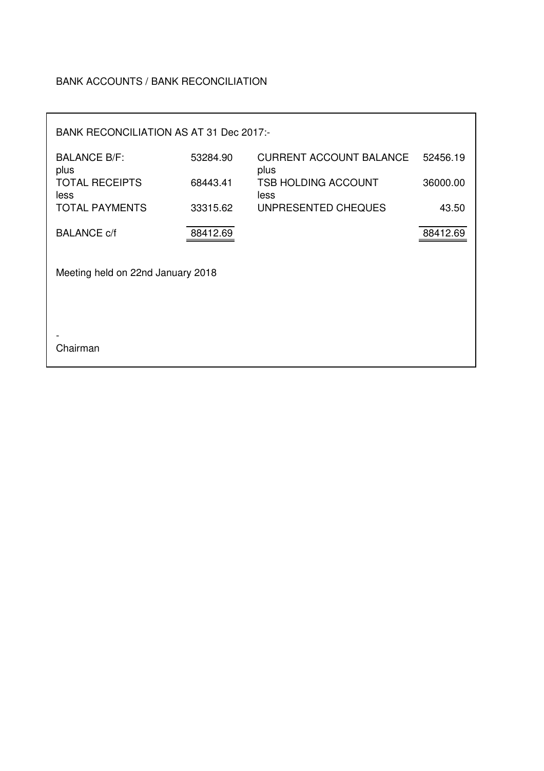BANK ACCOUNTS / BANK RECONCILIATION

BANK RECONCILIATION AS AT 31 Dec 2017:-

| | | | |
|---|---|---|---|
| BALANCE B/F: | 53284.90 | CURRENT ACCOUNT BALANCE | 52456.19 |
| plus | | plus | |
| TOTAL RECEIPTS | 68443.41 | TSB HOLDING ACCOUNT | 36000.00 |
| less | | less | |
| TOTAL PAYMENTS | 33315.62 | UNPRESENTED CHEQUES | 43.50 |
| BALANCE c/f | 88412.69 | | 88412.69 |

Meeting held on 22nd January 2018

-

Chairman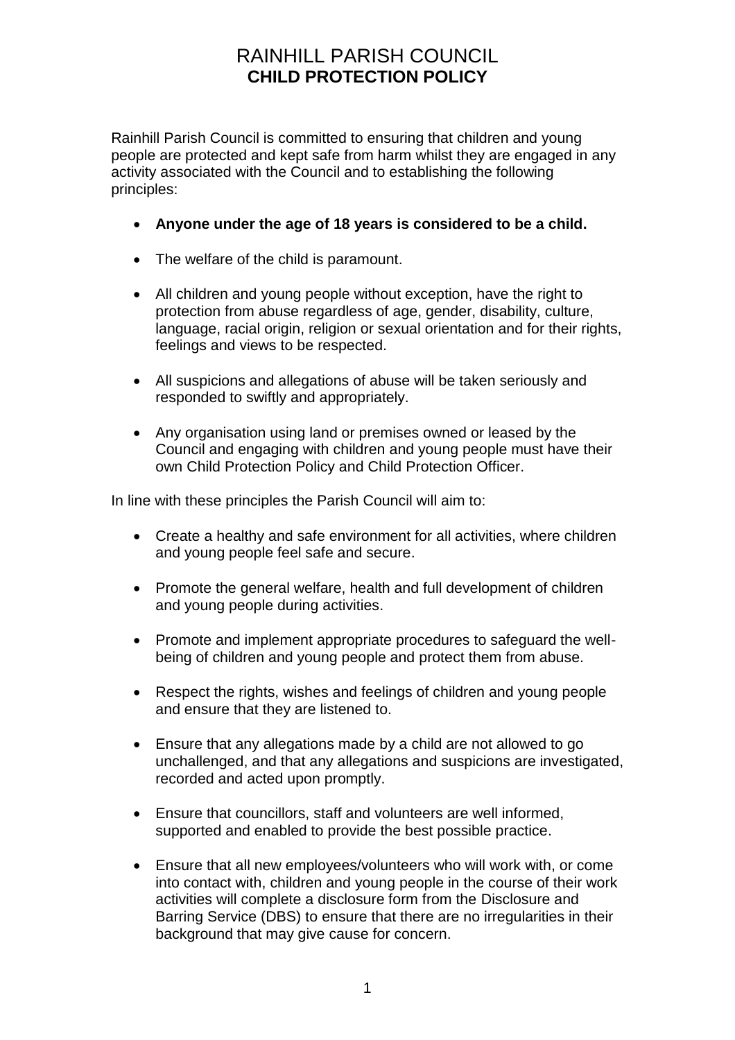# RAINHILL PARISH COUNCIL
## CHILD PROTECTION POLICY

Rainhill Parish Council is committed to ensuring that children and young people are protected and kept safe from harm whilst they are engaged in any activity associated with the Council and to establishing the following principles:

- **Anyone under the age of 18 years is considered to be a child.**
- The welfare of the child is paramount.
- All children and young people without exception, have the right to protection from abuse regardless of age, gender, disability, culture, language, racial origin, religion or sexual orientation and for their rights, feelings and views to be respected.
- All suspicions and allegations of abuse will be taken seriously and responded to swiftly and appropriately.
- Any organisation using land or premises owned or leased by the Council and engaging with children and young people must have their own Child Protection Policy and Child Protection Officer.

In line with these principles the Parish Council will aim to:

- Create a healthy and safe environment for all activities, where children and young people feel safe and secure.
- Promote the general welfare, health and full development of children and young people during activities.
- Promote and implement appropriate procedures to safeguard the well-being of children and young people and protect them from abuse.
- Respect the rights, wishes and feelings of children and young people and ensure that they are listened to.
- Ensure that any allegations made by a child are not allowed to go unchallenged, and that any allegations and suspicions are investigated, recorded and acted upon promptly.
- Ensure that councillors, staff and volunteers are well informed, supported and enabled to provide the best possible practice.
- Ensure that all new employees/volunteers who will work with, or come into contact with, children and young people in the course of their work activities will complete a disclosure form from the Disclosure and Barring Service (DBS) to ensure that there are no irregularities in their background that may give cause for concern.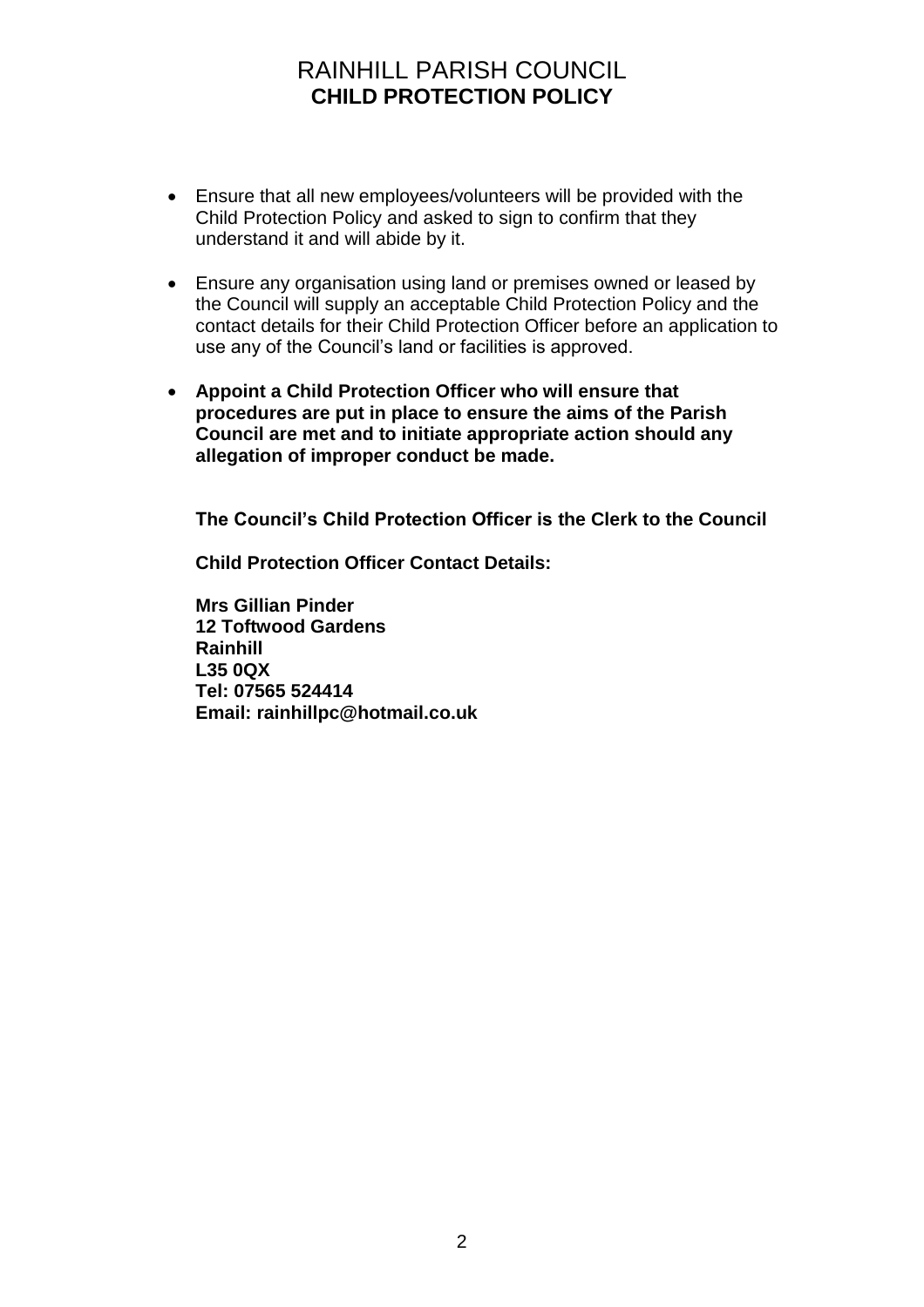- Ensure that all new employees/volunteers will be provided with the Child Protection Policy and asked to sign to confirm that they understand it and will abide by it.

- Ensure any organisation using land or premises owned or leased by the Council will supply an acceptable Child Protection Policy and the contact details for their Child Protection Officer before an application to use any of the Council's land or facilities is approved.

- **Appoint a Child Protection Officer who will ensure that procedures are put in place to ensure the aims of the Parish Council are met and to initiate appropriate action should any allegation of improper conduct be made.**

**The Council's Child Protection Officer is the Clerk to the Council**

**Child Protection Officer Contact Details:**

**Mrs Gillian Pinder**
**12 Toftwood Gardens**
**Rainhill**
**L35 0QX**
**Tel: 07565 524414**
**Email: rainhillpc@hotmail.co.uk**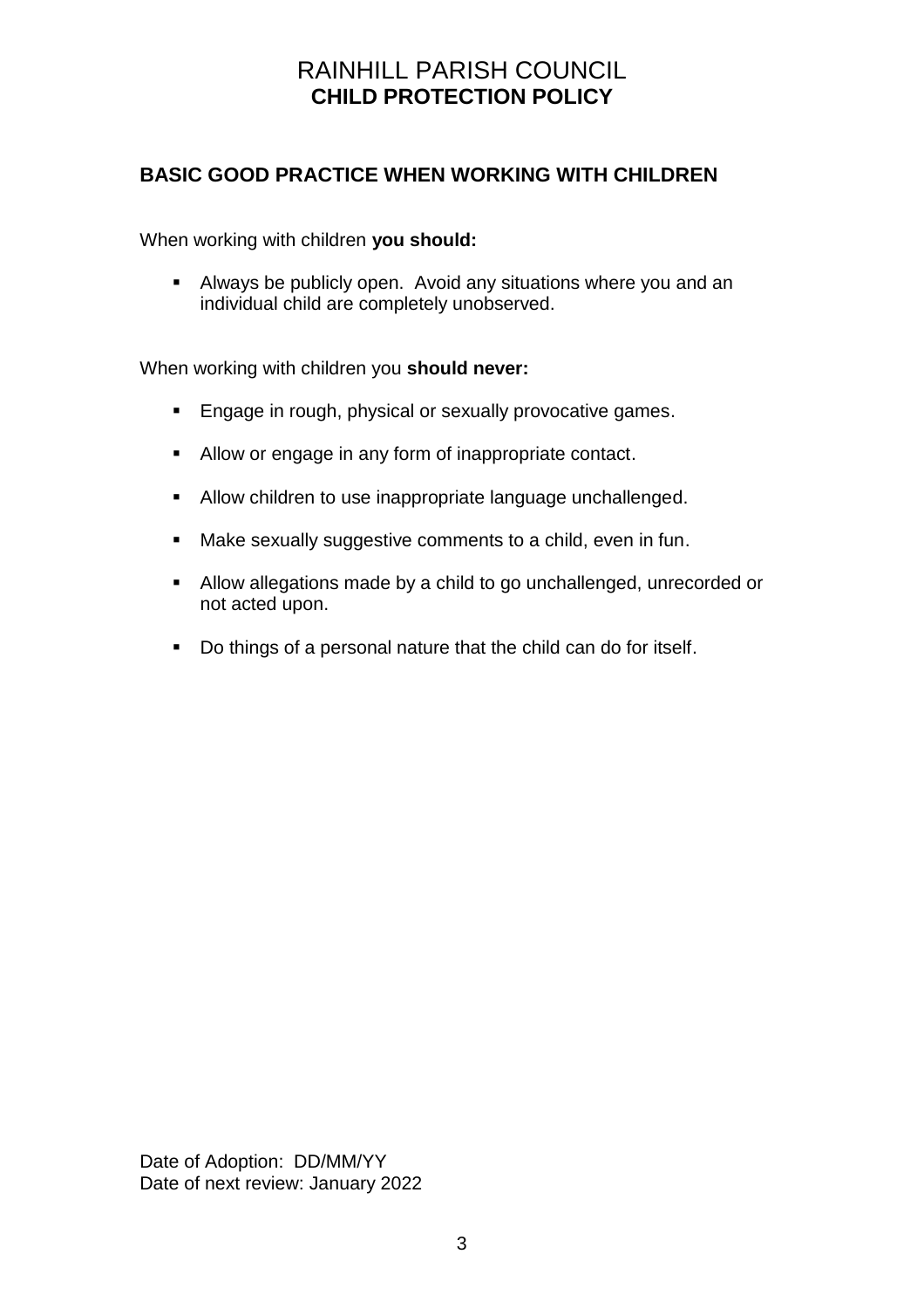# RAINHILL PARISH COUNCIL
**CHILD PROTECTION POLICY**

## BASIC GOOD PRACTICE WHEN WORKING WITH CHILDREN

When working with children **you should:**

- Always be publicly open. Avoid any situations where you and an individual child are completely unobserved.

When working with children you **should never:**

- Engage in rough, physical or sexually provocative games.
- Allow or engage in any form of inappropriate contact.
- Allow children to use inappropriate language unchallenged.
- Make sexually suggestive comments to a child, even in fun.
- Allow allegations made by a child to go unchallenged, unrecorded or not acted upon.
- Do things of a personal nature that the child can do for itself.

Date of Adoption: DD/MM/YY
Date of next review: January 2022